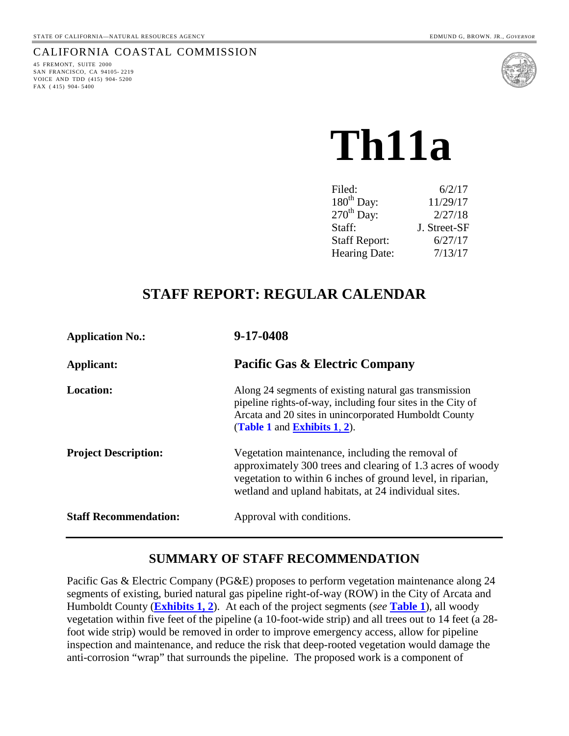STATE OF CALIFORNIA—NATURAL RESOURCES AGENCY EDMUND G, BROWN. JR., *GOVERNOR*

CALIFORNIA COASTAL COMMISSION

45 FREMONT, SUITE 2000
SAN FRANCISCO, CA 94105- 2219
VOICE AND TDD (415) 904- 5200
FAX ( 415) 904- 5400

# Th11a

| | |
|---|---|
| Filed: | 6/2/17 |
| 180th Day: | 11/29/17 |
| 270th Day: | 2/27/18 |
| Staff: | J. Street-SF |
| Staff Report: | 6/27/17 |
| Hearing Date: | 7/13/17 |

## STAFF REPORT: REGULAR CALENDAR

| | |
|---|---|
| **Application No.:** | **9-17-0408** |
| **Applicant:** | **Pacific Gas & Electric Company** |
| **Location:** | Along 24 segments of existing natural gas transmission pipeline rights-of-way, including four sites in the City of Arcata and 20 sites in unincorporated Humboldt County (**Table 1** and **Exhibits 1**, **2**). |
| **Project Description:** | Vegetation maintenance, including the removal of approximately 300 trees and clearing of 1.3 acres of woody vegetation to within 6 inches of ground level, in riparian, wetland and upland habitats, at 24 individual sites. |
| **Staff Recommendation:** | Approval with conditions. |

## SUMMARY OF STAFF RECOMMENDATION

Pacific Gas & Electric Company (PG&E) proposes to perform vegetation maintenance along 24 segments of existing, buried natural gas pipeline right-of-way (ROW) in the City of Arcata and Humboldt County (**Exhibits 1, 2**). At each of the project segments (*see* **Table 1**), all woody vegetation within five feet of the pipeline (a 10-foot-wide strip) and all trees out to 14 feet (a 28-foot wide strip) would be removed in order to improve emergency access, allow for pipeline inspection and maintenance, and reduce the risk that deep-rooted vegetation would damage the anti-corrosion "wrap" that surrounds the pipeline. The proposed work is a component of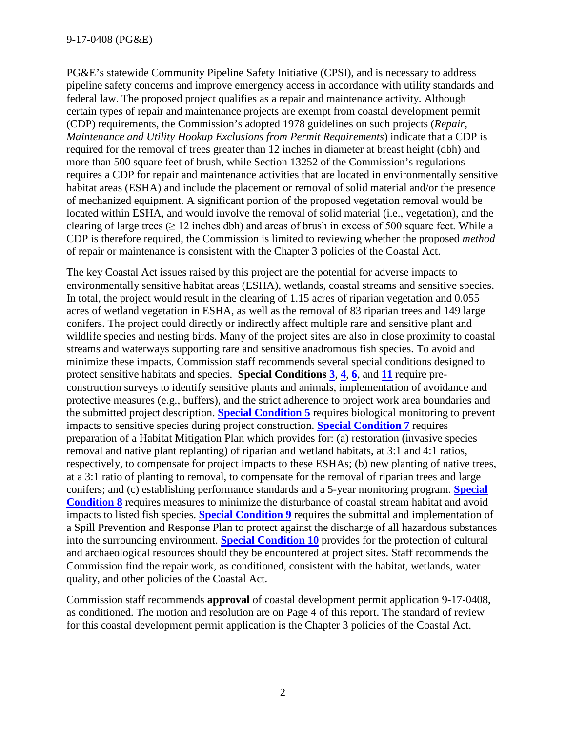PG&E's statewide Community Pipeline Safety Initiative (CPSI), and is necessary to address pipeline safety concerns and improve emergency access in accordance with utility standards and federal law. The proposed project qualifies as a repair and maintenance activity. Although certain types of repair and maintenance projects are exempt from coastal development permit (CDP) requirements, the Commission's adopted 1978 guidelines on such projects (*Repair, Maintenance and Utility Hookup Exclusions from Permit Requirements*) indicate that a CDP is required for the removal of trees greater than 12 inches in diameter at breast height (dbh) and more than 500 square feet of brush, while Section 13252 of the Commission's regulations requires a CDP for repair and maintenance activities that are located in environmentally sensitive habitat areas (ESHA) and include the placement or removal of solid material and/or the presence of mechanized equipment. A significant portion of the proposed vegetation removal would be located within ESHA, and would involve the removal of solid material (i.e., vegetation), and the clearing of large trees ($\geq$ 12 inches dbh) and areas of brush in excess of 500 square feet. While a CDP is therefore required, the Commission is limited to reviewing whether the proposed *method* of repair or maintenance is consistent with the Chapter 3 policies of the Coastal Act.

The key Coastal Act issues raised by this project are the potential for adverse impacts to environmentally sensitive habitat areas (ESHA), wetlands, coastal streams and sensitive species. In total, the project would result in the clearing of 1.15 acres of riparian vegetation and 0.055 acres of wetland vegetation in ESHA, as well as the removal of 83 riparian trees and 149 large conifers. The project could directly or indirectly affect multiple rare and sensitive plant and wildlife species and nesting birds. Many of the project sites are also in close proximity to coastal streams and waterways supporting rare and sensitive anadromous fish species. To avoid and minimize these impacts, Commission staff recommends several special conditions designed to protect sensitive habitats and species. **Special Conditions 3, 4, 6, and 11** require pre-construction surveys to identify sensitive plants and animals, implementation of avoidance and protective measures (e.g., buffers), and the strict adherence to project work area boundaries and the submitted project description. **Special Condition 5** requires biological monitoring to prevent impacts to sensitive species during project construction. **Special Condition 7** requires preparation of a Habitat Mitigation Plan which provides for: (a) restoration (invasive species removal and native plant replanting) of riparian and wetland habitats, at 3:1 and 4:1 ratios, respectively, to compensate for project impacts to these ESHAs; (b) new planting of native trees, at a 3:1 ratio of planting to removal, to compensate for the removal of riparian trees and large conifers; and (c) establishing performance standards and a 5-year monitoring program. **Special Condition 8** requires measures to minimize the disturbance of coastal stream habitat and avoid impacts to listed fish species. **Special Condition 9** requires the submittal and implementation of a Spill Prevention and Response Plan to protect against the discharge of all hazardous substances into the surrounding environment. **Special Condition 10** provides for the protection of cultural and archaeological resources should they be encountered at project sites. Staff recommends the Commission find the repair work, as conditioned, consistent with the habitat, wetlands, water quality, and other policies of the Coastal Act.

Commission staff recommends **approval** of coastal development permit application 9-17-0408, as conditioned. The motion and resolution are on Page 4 of this report. The standard of review for this coastal development permit application is the Chapter 3 policies of the Coastal Act.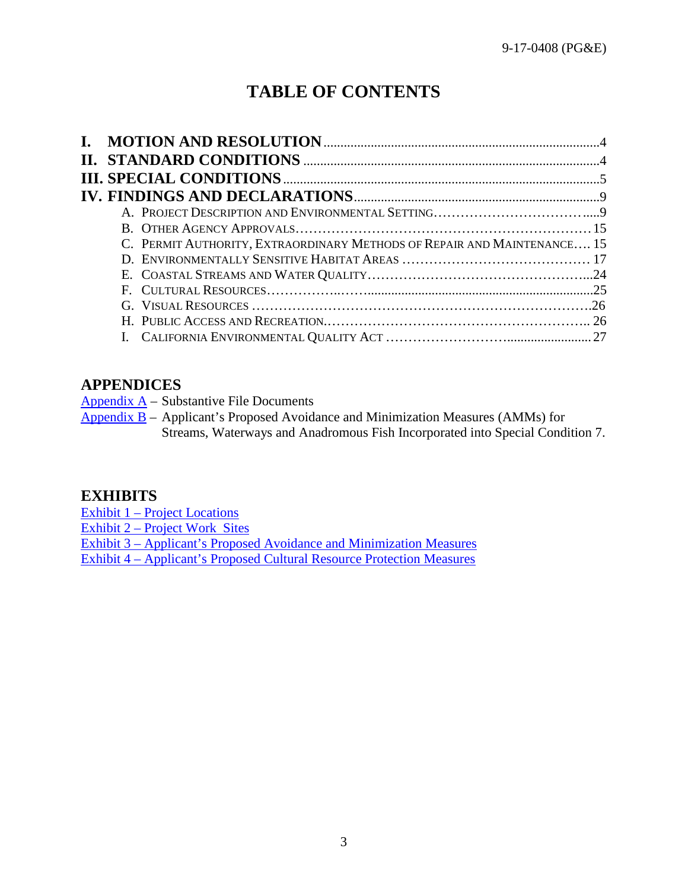# TABLE OF CONTENTS

**I. MOTION AND RESOLUTION** .....4
**II. STANDARD CONDITIONS** .....4
**III. SPECIAL CONDITIONS** .....5
**IV. FINDINGS AND DECLARATIONS** .....9

- A. Project Description and Environmental Setting .....9
- B. Other Agency Approvals .....15
- C. Permit Authority, Extraordinary Methods of Repair and Maintenance .....15
- D. Environmentally Sensitive Habitat Areas .....17
- E. Coastal Streams and Water Quality .....24
- F. Cultural Resources .....25
- G. Visual Resources .....26
- H. Public Access and Recreation .....26
- I. California Environmental Quality Act .....27

## APPENDICES

Appendix A – Substantive File Documents
Appendix B – Applicant's Proposed Avoidance and Minimization Measures (AMMs) for Streams, Waterways and Anadromous Fish Incorporated into Special Condition 7.

## EXHIBITS

Exhibit 1 – Project Locations
Exhibit 2 – Project Work Sites
Exhibit 3 – Applicant's Proposed Avoidance and Minimization Measures
Exhibit 4 – Applicant's Proposed Cultural Resource Protection Measures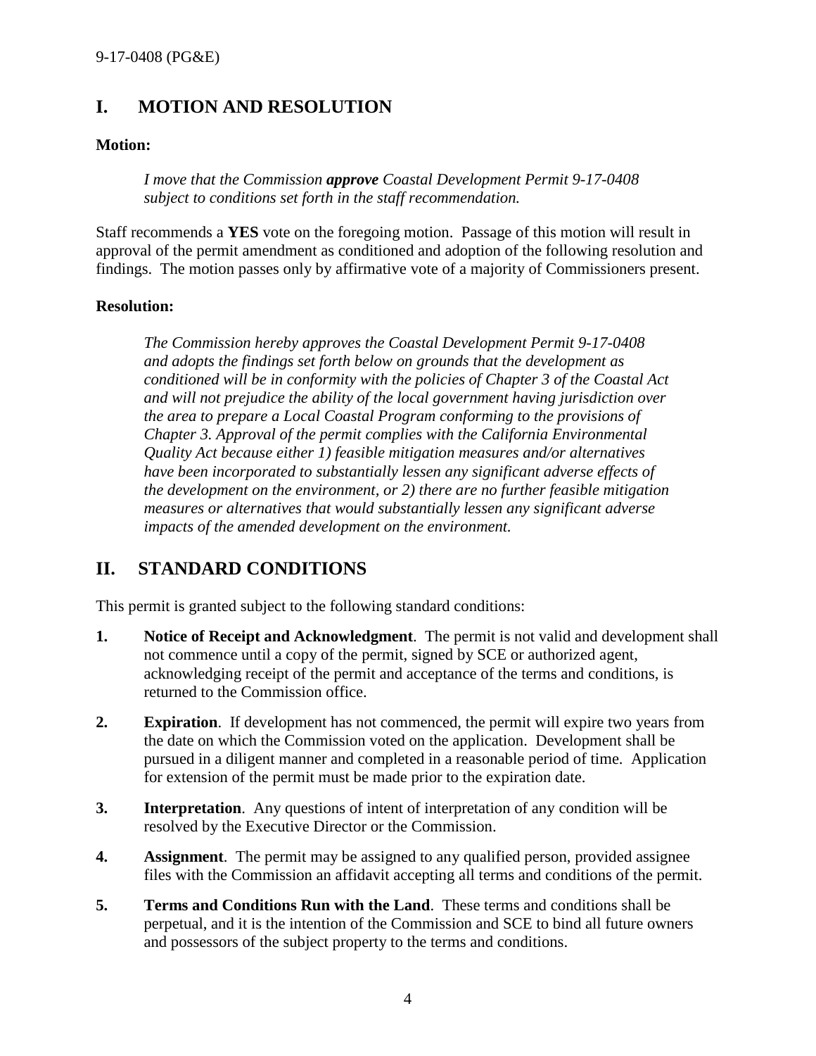## I. MOTION AND RESOLUTION

**Motion:**

> *I move that the Commission **approve** Coastal Development Permit 9-17-0408 subject to conditions set forth in the staff recommendation.*

Staff recommends a **YES** vote on the foregoing motion. Passage of this motion will result in approval of the permit amendment as conditioned and adoption of the following resolution and findings. The motion passes only by affirmative vote of a majority of Commissioners present.

**Resolution:**

> *The Commission hereby approves the Coastal Development Permit 9-17-0408 and adopts the findings set forth below on grounds that the development as conditioned will be in conformity with the policies of Chapter 3 of the Coastal Act and will not prejudice the ability of the local government having jurisdiction over the area to prepare a Local Coastal Program conforming to the provisions of Chapter 3. Approval of the permit complies with the California Environmental Quality Act because either 1) feasible mitigation measures and/or alternatives have been incorporated to substantially lessen any significant adverse effects of the development on the environment, or 2) there are no further feasible mitigation measures or alternatives that would substantially lessen any significant adverse impacts of the amended development on the environment.*

## II. STANDARD CONDITIONS

This permit is granted subject to the following standard conditions:

1. **Notice of Receipt and Acknowledgment**. The permit is not valid and development shall not commence until a copy of the permit, signed by SCE or authorized agent, acknowledging receipt of the permit and acceptance of the terms and conditions, is returned to the Commission office.

2. **Expiration**. If development has not commenced, the permit will expire two years from the date on which the Commission voted on the application. Development shall be pursued in a diligent manner and completed in a reasonable period of time. Application for extension of the permit must be made prior to the expiration date.

3. **Interpretation**. Any questions of intent of interpretation of any condition will be resolved by the Executive Director or the Commission.

4. **Assignment**. The permit may be assigned to any qualified person, provided assignee files with the Commission an affidavit accepting all terms and conditions of the permit.

5. **Terms and Conditions Run with the Land**. These terms and conditions shall be perpetual, and it is the intention of the Commission and SCE to bind all future owners and possessors of the subject property to the terms and conditions.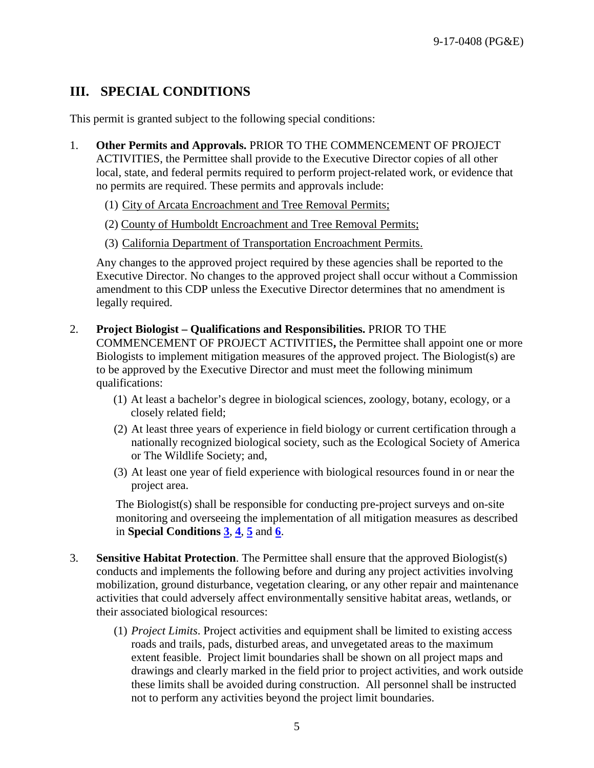## III. SPECIAL CONDITIONS

This permit is granted subject to the following special conditions:

1. **Other Permits and Approvals.** PRIOR TO THE COMMENCEMENT OF PROJECT ACTIVITIES, the Permittee shall provide to the Executive Director copies of all other local, state, and federal permits required to perform project-related work, or evidence that no permits are required. These permits and approvals include:

   (1) City of Arcata Encroachment and Tree Removal Permits;

   (2) County of Humboldt Encroachment and Tree Removal Permits;

   (3) California Department of Transportation Encroachment Permits.

   Any changes to the approved project required by these agencies shall be reported to the Executive Director. No changes to the approved project shall occur without a Commission amendment to this CDP unless the Executive Director determines that no amendment is legally required.

2. **Project Biologist – Qualifications and Responsibilities.** PRIOR TO THE COMMENCEMENT OF PROJECT ACTIVITIES**,** the Permittee shall appoint one or more Biologists to implement mitigation measures of the approved project. The Biologist(s) are to be approved by the Executive Director and must meet the following minimum qualifications:

   (1) At least a bachelor's degree in biological sciences, zoology, botany, ecology, or a closely related field;

   (2) At least three years of experience in field biology or current certification through a nationally recognized biological society, such as the Ecological Society of America or The Wildlife Society; and,

   (3) At least one year of field experience with biological resources found in or near the project area.

   The Biologist(s) shall be responsible for conducting pre-project surveys and on-site monitoring and overseeing the implementation of all mitigation measures as described in **Special Conditions 3**, **4**, **5** and **6**.

3. **Sensitive Habitat Protection**. The Permittee shall ensure that the approved Biologist(s) conducts and implements the following before and during any project activities involving mobilization, ground disturbance, vegetation clearing, or any other repair and maintenance activities that could adversely affect environmentally sensitive habitat areas, wetlands, or their associated biological resources:

   (1) *Project Limits*. Project activities and equipment shall be limited to existing access roads and trails, pads, disturbed areas, and unvegetated areas to the maximum extent feasible. Project limit boundaries shall be shown on all project maps and drawings and clearly marked in the field prior to project activities, and work outside these limits shall be avoided during construction. All personnel shall be instructed not to perform any activities beyond the project limit boundaries.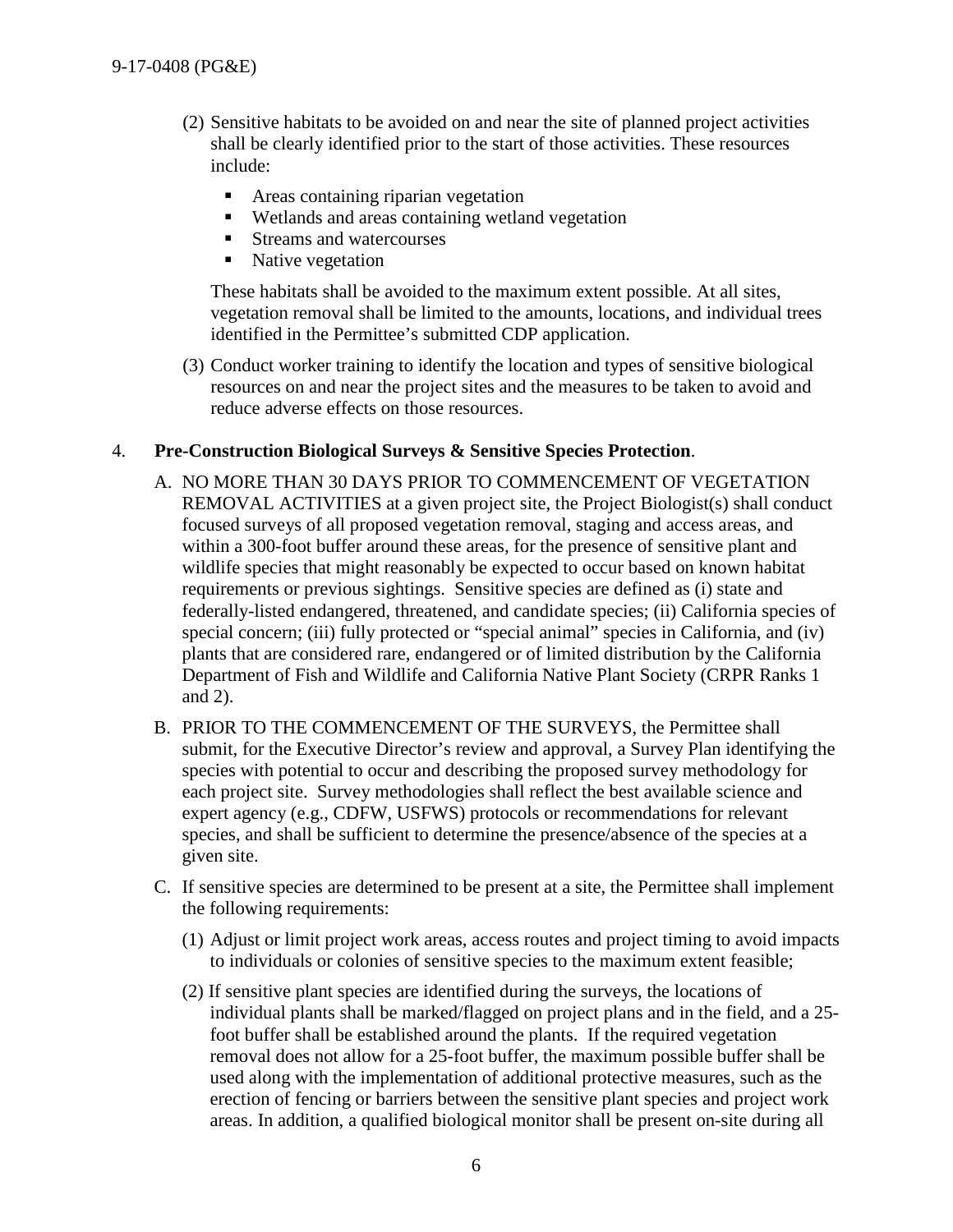(2) Sensitive habitats to be avoided on and near the site of planned project activities shall be clearly identified prior to the start of those activities. These resources include:

- Areas containing riparian vegetation
- Wetlands and areas containing wetland vegetation
- Streams and watercourses
- Native vegetation

These habitats shall be avoided to the maximum extent possible. At all sites, vegetation removal shall be limited to the amounts, locations, and individual trees identified in the Permittee's submitted CDP application.

(3) Conduct worker training to identify the location and types of sensitive biological resources on and near the project sites and the measures to be taken to avoid and reduce adverse effects on those resources.

4. **Pre-Construction Biological Surveys & Sensitive Species Protection**.

A. NO MORE THAN 30 DAYS PRIOR TO COMMENCEMENT OF VEGETATION REMOVAL ACTIVITIES at a given project site, the Project Biologist(s) shall conduct focused surveys of all proposed vegetation removal, staging and access areas, and within a 300-foot buffer around these areas, for the presence of sensitive plant and wildlife species that might reasonably be expected to occur based on known habitat requirements or previous sightings. Sensitive species are defined as (i) state and federally-listed endangered, threatened, and candidate species; (ii) California species of special concern; (iii) fully protected or "special animal" species in California, and (iv) plants that are considered rare, endangered or of limited distribution by the California Department of Fish and Wildlife and California Native Plant Society (CRPR Ranks 1 and 2).

B. PRIOR TO THE COMMENCEMENT OF THE SURVEYS, the Permittee shall submit, for the Executive Director's review and approval, a Survey Plan identifying the species with potential to occur and describing the proposed survey methodology for each project site. Survey methodologies shall reflect the best available science and expert agency (e.g., CDFW, USFWS) protocols or recommendations for relevant species, and shall be sufficient to determine the presence/absence of the species at a given site.

C. If sensitive species are determined to be present at a site, the Permittee shall implement the following requirements:

(1) Adjust or limit project work areas, access routes and project timing to avoid impacts to individuals or colonies of sensitive species to the maximum extent feasible;

(2) If sensitive plant species are identified during the surveys, the locations of individual plants shall be marked/flagged on project plans and in the field, and a 25-foot buffer shall be established around the plants. If the required vegetation removal does not allow for a 25-foot buffer, the maximum possible buffer shall be used along with the implementation of additional protective measures, such as the erection of fencing or barriers between the sensitive plant species and project work areas. In addition, a qualified biological monitor shall be present on-site during all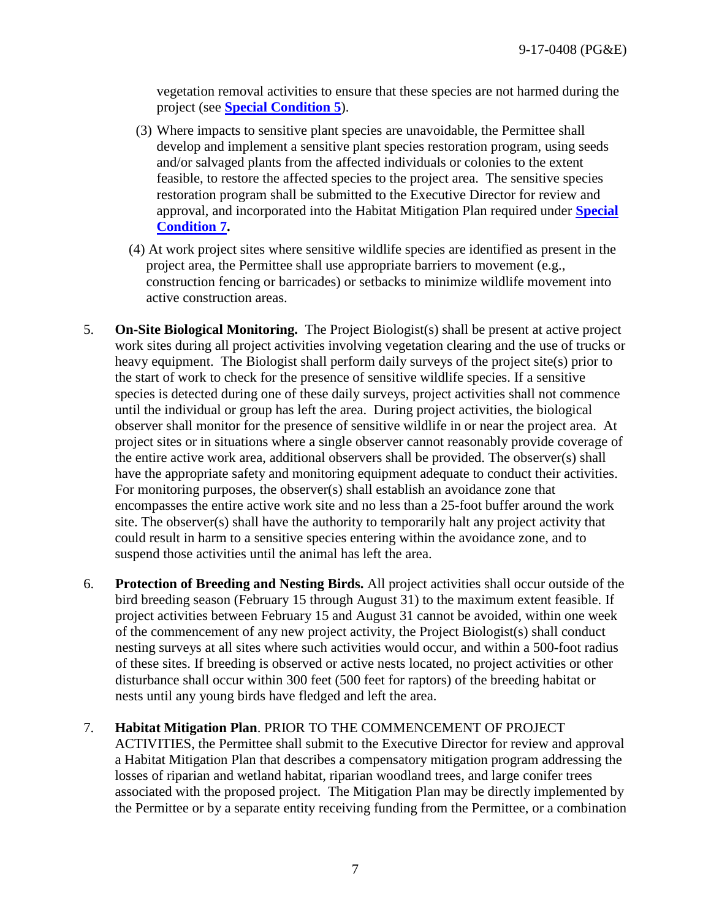vegetation removal activities to ensure that these species are not harmed during the project (see **Special Condition 5**).

(3) Where impacts to sensitive plant species are unavoidable, the Permittee shall develop and implement a sensitive plant species restoration program, using seeds and/or salvaged plants from the affected individuals or colonies to the extent feasible, to restore the affected species to the project area. The sensitive species restoration program shall be submitted to the Executive Director for review and approval, and incorporated into the Habitat Mitigation Plan required under **Special Condition 7.**

(4) At work project sites where sensitive wildlife species are identified as present in the project area, the Permittee shall use appropriate barriers to movement (e.g., construction fencing or barricades) or setbacks to minimize wildlife movement into active construction areas.

5. **On-Site Biological Monitoring.** The Project Biologist(s) shall be present at active project work sites during all project activities involving vegetation clearing and the use of trucks or heavy equipment. The Biologist shall perform daily surveys of the project site(s) prior to the start of work to check for the presence of sensitive wildlife species. If a sensitive species is detected during one of these daily surveys, project activities shall not commence until the individual or group has left the area. During project activities, the biological observer shall monitor for the presence of sensitive wildlife in or near the project area. At project sites or in situations where a single observer cannot reasonably provide coverage of the entire active work area, additional observers shall be provided. The observer(s) shall have the appropriate safety and monitoring equipment adequate to conduct their activities. For monitoring purposes, the observer(s) shall establish an avoidance zone that encompasses the entire active work site and no less than a 25-foot buffer around the work site. The observer(s) shall have the authority to temporarily halt any project activity that could result in harm to a sensitive species entering within the avoidance zone, and to suspend those activities until the animal has left the area.

6. **Protection of Breeding and Nesting Birds.** All project activities shall occur outside of the bird breeding season (February 15 through August 31) to the maximum extent feasible. If project activities between February 15 and August 31 cannot be avoided, within one week of the commencement of any new project activity, the Project Biologist(s) shall conduct nesting surveys at all sites where such activities would occur, and within a 500-foot radius of these sites. If breeding is observed or active nests located, no project activities or other disturbance shall occur within 300 feet (500 feet for raptors) of the breeding habitat or nests until any young birds have fledged and left the area.

7. **Habitat Mitigation Plan**. PRIOR TO THE COMMENCEMENT OF PROJECT ACTIVITIES, the Permittee shall submit to the Executive Director for review and approval a Habitat Mitigation Plan that describes a compensatory mitigation program addressing the losses of riparian and wetland habitat, riparian woodland trees, and large conifer trees associated with the proposed project. The Mitigation Plan may be directly implemented by the Permittee or by a separate entity receiving funding from the Permittee, or a combination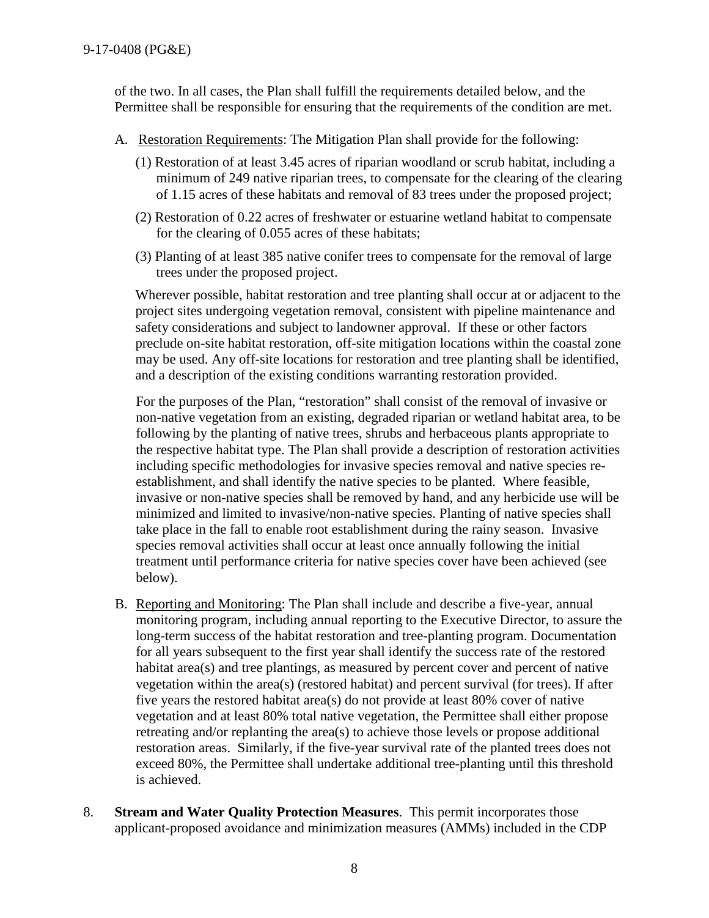of the two. In all cases, the Plan shall fulfill the requirements detailed below, and the Permittee shall be responsible for ensuring that the requirements of the condition are met.

A. Restoration Requirements: The Mitigation Plan shall provide for the following:

   (1) Restoration of at least 3.45 acres of riparian woodland or scrub habitat, including a minimum of 249 native riparian trees, to compensate for the clearing of the clearing of 1.15 acres of these habitats and removal of 83 trees under the proposed project;

   (2) Restoration of 0.22 acres of freshwater or estuarine wetland habitat to compensate for the clearing of 0.055 acres of these habitats;

   (3) Planting of at least 385 native conifer trees to compensate for the removal of large trees under the proposed project.

   Wherever possible, habitat restoration and tree planting shall occur at or adjacent to the project sites undergoing vegetation removal, consistent with pipeline maintenance and safety considerations and subject to landowner approval. If these or other factors preclude on-site habitat restoration, off-site mitigation locations within the coastal zone may be used. Any off-site locations for restoration and tree planting shall be identified, and a description of the existing conditions warranting restoration provided.

   For the purposes of the Plan, "restoration" shall consist of the removal of invasive or non-native vegetation from an existing, degraded riparian or wetland habitat area, to be following by the planting of native trees, shrubs and herbaceous plants appropriate to the respective habitat type. The Plan shall provide a description of restoration activities including specific methodologies for invasive species removal and native species re-establishment, and shall identify the native species to be planted. Where feasible, invasive or non-native species shall be removed by hand, and any herbicide use will be minimized and limited to invasive/non-native species. Planting of native species shall take place in the fall to enable root establishment during the rainy season. Invasive species removal activities shall occur at least once annually following the initial treatment until performance criteria for native species cover have been achieved (see below).

B. Reporting and Monitoring: The Plan shall include and describe a five-year, annual monitoring program, including annual reporting to the Executive Director, to assure the long-term success of the habitat restoration and tree-planting program. Documentation for all years subsequent to the first year shall identify the success rate of the restored habitat area(s) and tree plantings, as measured by percent cover and percent of native vegetation within the area(s) (restored habitat) and percent survival (for trees). If after five years the restored habitat area(s) do not provide at least 80% cover of native vegetation and at least 80% total native vegetation, the Permittee shall either propose retreating and/or replanting the area(s) to achieve those levels or propose additional restoration areas. Similarly, if the five-year survival rate of the planted trees does not exceed 80%, the Permittee shall undertake additional tree-planting until this threshold is achieved.

8. **Stream and Water Quality Protection Measures**. This permit incorporates those applicant-proposed avoidance and minimization measures (AMMs) included in the CDP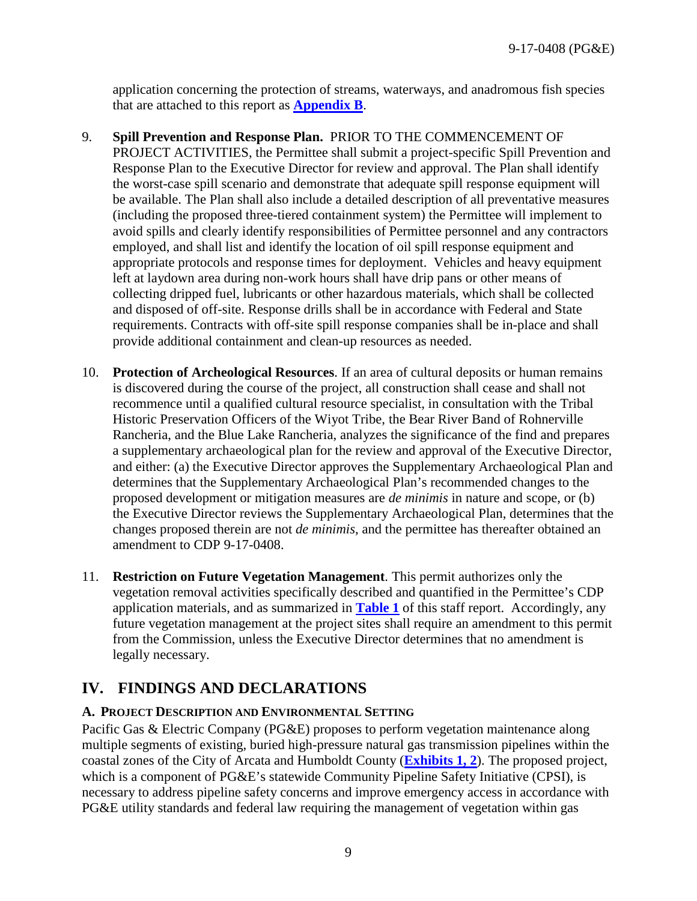application concerning the protection of streams, waterways, and anadromous fish species that are attached to this report as **Appendix B**.

9. **Spill Prevention and Response Plan.** PRIOR TO THE COMMENCEMENT OF PROJECT ACTIVITIES, the Permittee shall submit a project-specific Spill Prevention and Response Plan to the Executive Director for review and approval. The Plan shall identify the worst-case spill scenario and demonstrate that adequate spill response equipment will be available. The Plan shall also include a detailed description of all preventative measures (including the proposed three-tiered containment system) the Permittee will implement to avoid spills and clearly identify responsibilities of Permittee personnel and any contractors employed, and shall list and identify the location of oil spill response equipment and appropriate protocols and response times for deployment. Vehicles and heavy equipment left at laydown area during non-work hours shall have drip pans or other means of collecting dripped fuel, lubricants or other hazardous materials, which shall be collected and disposed of off-site. Response drills shall be in accordance with Federal and State requirements. Contracts with off-site spill response companies shall be in-place and shall provide additional containment and clean-up resources as needed.

10. **Protection of Archeological Resources**. If an area of cultural deposits or human remains is discovered during the course of the project, all construction shall cease and shall not recommence until a qualified cultural resource specialist, in consultation with the Tribal Historic Preservation Officers of the Wiyot Tribe, the Bear River Band of Rohnerville Rancheria, and the Blue Lake Rancheria, analyzes the significance of the find and prepares a supplementary archaeological plan for the review and approval of the Executive Director, and either: (a) the Executive Director approves the Supplementary Archaeological Plan and determines that the Supplementary Archaeological Plan's recommended changes to the proposed development or mitigation measures are *de minimis* in nature and scope, or (b) the Executive Director reviews the Supplementary Archaeological Plan, determines that the changes proposed therein are not *de minimis*, and the permittee has thereafter obtained an amendment to CDP 9-17-0408.

11. **Restriction on Future Vegetation Management**. This permit authorizes only the vegetation removal activities specifically described and quantified in the Permittee's CDP application materials, and as summarized in **Table 1** of this staff report. Accordingly, any future vegetation management at the project sites shall require an amendment to this permit from the Commission, unless the Executive Director determines that no amendment is legally necessary.

## IV. FINDINGS AND DECLARATIONS

### A. Project Description and Environmental Setting

Pacific Gas & Electric Company (PG&E) proposes to perform vegetation maintenance along multiple segments of existing, buried high-pressure natural gas transmission pipelines within the coastal zones of the City of Arcata and Humboldt County (**Exhibits 1, 2**). The proposed project, which is a component of PG&E's statewide Community Pipeline Safety Initiative (CPSI), is necessary to address pipeline safety concerns and improve emergency access in accordance with PG&E utility standards and federal law requiring the management of vegetation within gas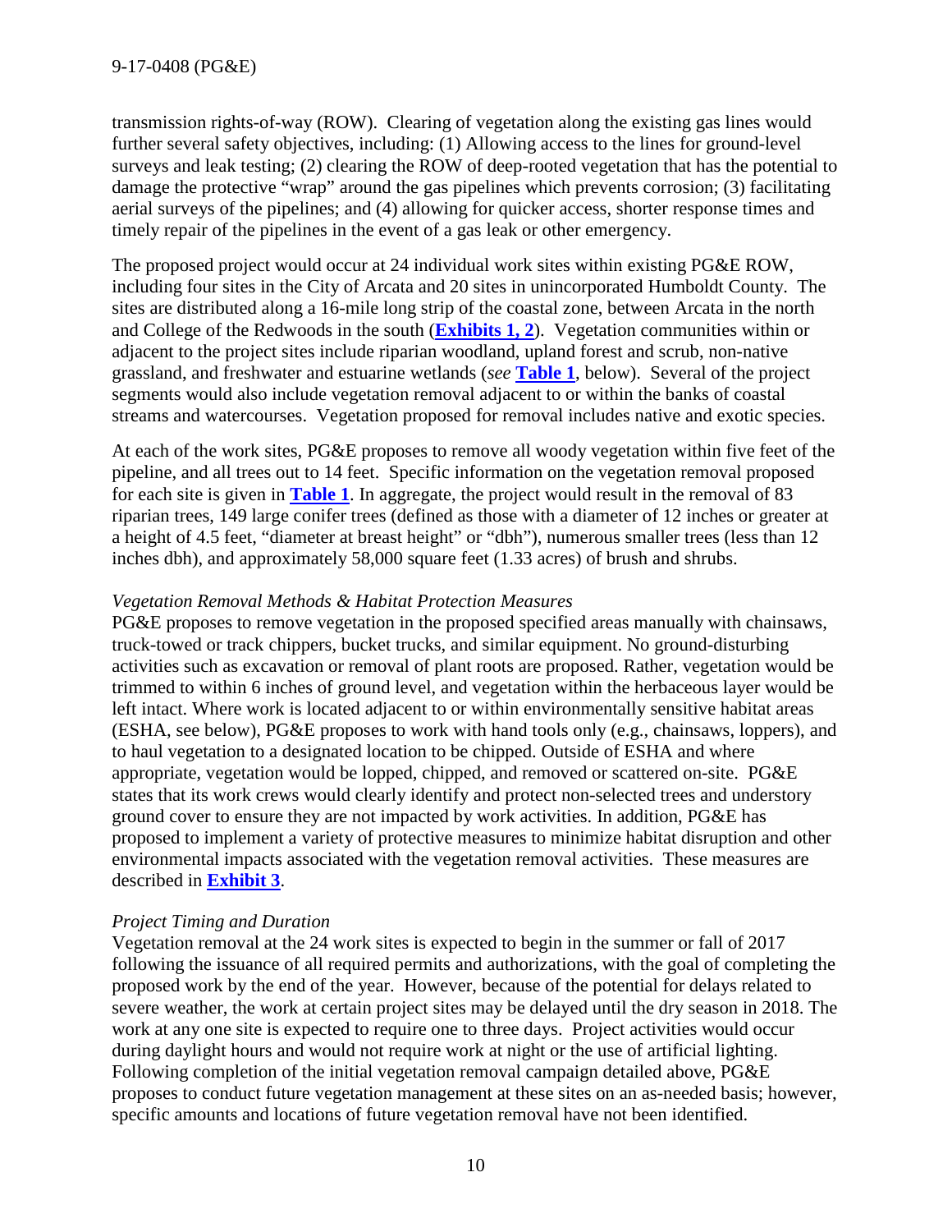transmission rights-of-way (ROW). Clearing of vegetation along the existing gas lines would further several safety objectives, including: (1) Allowing access to the lines for ground-level surveys and leak testing; (2) clearing the ROW of deep-rooted vegetation that has the potential to damage the protective "wrap" around the gas pipelines which prevents corrosion; (3) facilitating aerial surveys of the pipelines; and (4) allowing for quicker access, shorter response times and timely repair of the pipelines in the event of a gas leak or other emergency.

The proposed project would occur at 24 individual work sites within existing PG&E ROW, including four sites in the City of Arcata and 20 sites in unincorporated Humboldt County. The sites are distributed along a 16-mile long strip of the coastal zone, between Arcata in the north and College of the Redwoods in the south (**Exhibits 1, 2**). Vegetation communities within or adjacent to the project sites include riparian woodland, upland forest and scrub, non-native grassland, and freshwater and estuarine wetlands (*see* **Table 1**, below). Several of the project segments would also include vegetation removal adjacent to or within the banks of coastal streams and watercourses. Vegetation proposed for removal includes native and exotic species.

At each of the work sites, PG&E proposes to remove all woody vegetation within five feet of the pipeline, and all trees out to 14 feet. Specific information on the vegetation removal proposed for each site is given in **Table 1**. In aggregate, the project would result in the removal of 83 riparian trees, 149 large conifer trees (defined as those with a diameter of 12 inches or greater at a height of 4.5 feet, "diameter at breast height" or "dbh"), numerous smaller trees (less than 12 inches dbh), and approximately 58,000 square feet (1.33 acres) of brush and shrubs.

*Vegetation Removal Methods & Habitat Protection Measures*

PG&E proposes to remove vegetation in the proposed specified areas manually with chainsaws, truck-towed or track chippers, bucket trucks, and similar equipment. No ground-disturbing activities such as excavation or removal of plant roots are proposed. Rather, vegetation would be trimmed to within 6 inches of ground level, and vegetation within the herbaceous layer would be left intact. Where work is located adjacent to or within environmentally sensitive habitat areas (ESHA, see below), PG&E proposes to work with hand tools only (e.g., chainsaws, loppers), and to haul vegetation to a designated location to be chipped. Outside of ESHA and where appropriate, vegetation would be lopped, chipped, and removed or scattered on-site. PG&E states that its work crews would clearly identify and protect non-selected trees and understory ground cover to ensure they are not impacted by work activities. In addition, PG&E has proposed to implement a variety of protective measures to minimize habitat disruption and other environmental impacts associated with the vegetation removal activities. These measures are described in **Exhibit 3**.

*Project Timing and Duration*

Vegetation removal at the 24 work sites is expected to begin in the summer or fall of 2017 following the issuance of all required permits and authorizations, with the goal of completing the proposed work by the end of the year. However, because of the potential for delays related to severe weather, the work at certain project sites may be delayed until the dry season in 2018. The work at any one site is expected to require one to three days. Project activities would occur during daylight hours and would not require work at night or the use of artificial lighting. Following completion of the initial vegetation removal campaign detailed above, PG&E proposes to conduct future vegetation management at these sites on an as-needed basis; however, specific amounts and locations of future vegetation removal have not been identified.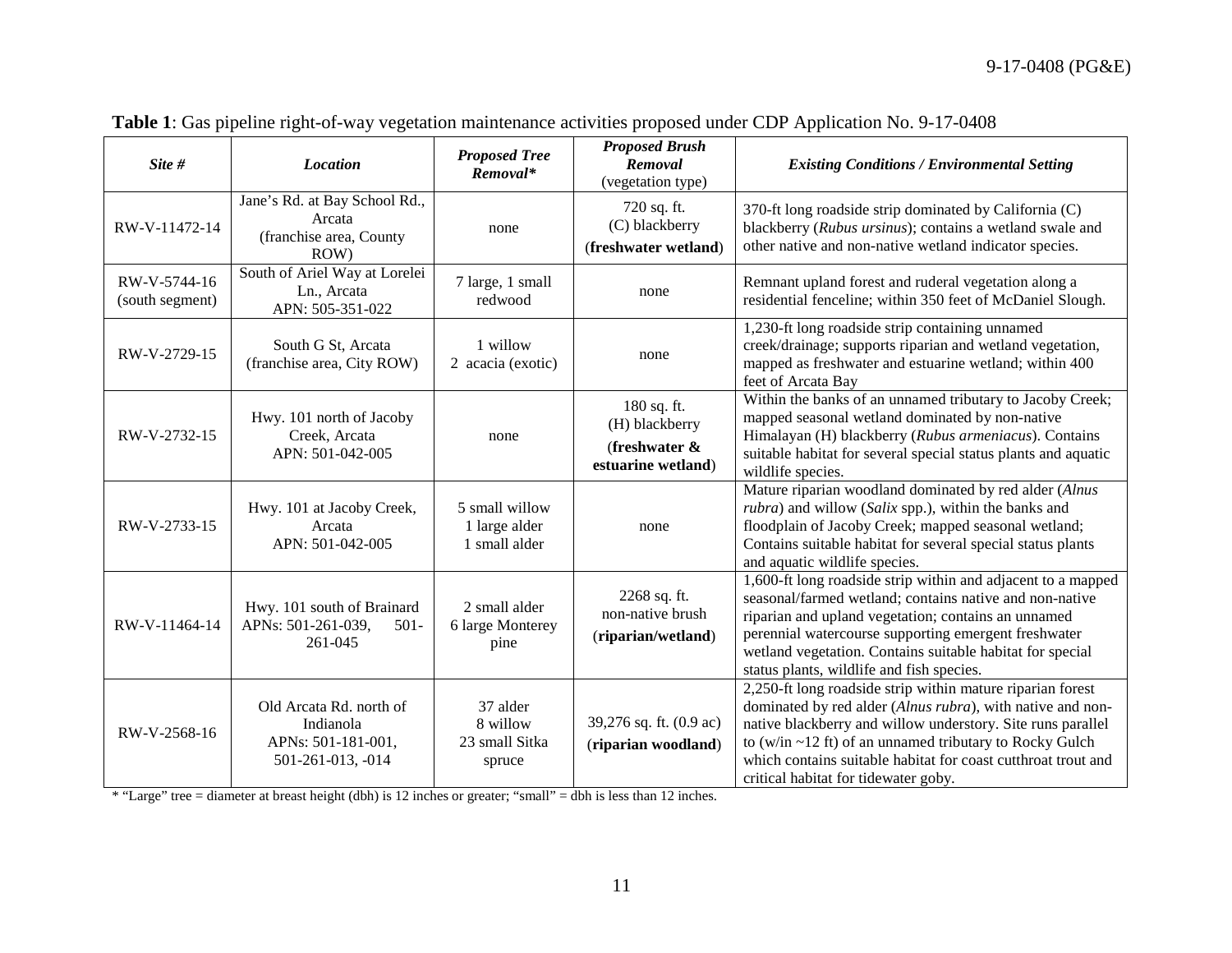**Table 1**: Gas pipeline right-of-way vegetation maintenance activities proposed under CDP Application No. 9-17-0408

| *Site #* | *Location* | *Proposed Tree Removal** | *Proposed Brush Removal* (vegetation type) | *Existing Conditions / Environmental Setting* |
|---|---|---|---|---|
| RW-V-11472-14 | Jane's Rd. at Bay School Rd., Arcata (franchise area, County ROW) | none | 720 sq. ft. (C) blackberry (**freshwater wetland**) | 370-ft long roadside strip dominated by California (C) blackberry (*Rubus ursinus*); contains a wetland swale and other native and non-native wetland indicator species. |
| RW-V-5744-16 (south segment) | South of Ariel Way at Lorelei Ln., Arcata APN: 505-351-022 | 7 large, 1 small redwood | none | Remnant upland forest and ruderal vegetation along a residential fenceline; within 350 feet of McDaniel Slough. |
| RW-V-2729-15 | South G St, Arcata (franchise area, City ROW) | 1 willow 2 acacia (exotic) | none | 1,230-ft long roadside strip containing unnamed creek/drainage; supports riparian and wetland vegetation, mapped as freshwater and estuarine wetland; within 400 feet of Arcata Bay |
| RW-V-2732-15 | Hwy. 101 north of Jacoby Creek, Arcata APN: 501-042-005 | none | 180 sq. ft. (H) blackberry (**freshwater & estuarine wetland**) | Within the banks of an unnamed tributary to Jacoby Creek; mapped seasonal wetland dominated by non-native Himalayan (H) blackberry (*Rubus armeniacus*). Contains suitable habitat for several special status plants and aquatic wildlife species. |
| RW-V-2733-15 | Hwy. 101 at Jacoby Creek, Arcata APN: 501-042-005 | 5 small willow 1 large alder 1 small alder | none | Mature riparian woodland dominated by red alder (*Alnus rubra*) and willow (*Salix* spp.), within the banks and floodplain of Jacoby Creek; mapped seasonal wetland; Contains suitable habitat for several special status plants and aquatic wildlife species. |
| RW-V-11464-14 | Hwy. 101 south of Brainard APNs: 501-261-039, 501-261-045 | 2 small alder 6 large Monterey pine | 2268 sq. ft. non-native brush (**riparian/wetland**) | 1,600-ft long roadside strip within and adjacent to a mapped seasonal/farmed wetland; contains native and non-native riparian and upland vegetation; contains an unnamed perennial watercourse supporting emergent freshwater wetland vegetation. Contains suitable habitat for special status plants, wildlife and fish species. |
| RW-V-2568-16 | Old Arcata Rd. north of Indianola APNs: 501-181-001, 501-261-013, -014 | 37 alder 8 willow 23 small Sitka spruce | 39,276 sq. ft. (0.9 ac) (**riparian woodland**) | 2,250-ft long roadside strip within mature riparian forest dominated by red alder (*Alnus rubra*), with native and non-native blackberry and willow understory. Site runs parallel to (w/in ~12 ft) of an unnamed tributary to Rocky Gulch which contains suitable habitat for coast cutthroat trout and critical habitat for tidewater goby. |

* "Large" tree = diameter at breast height (dbh) is 12 inches or greater; "small" = dbh is less than 12 inches.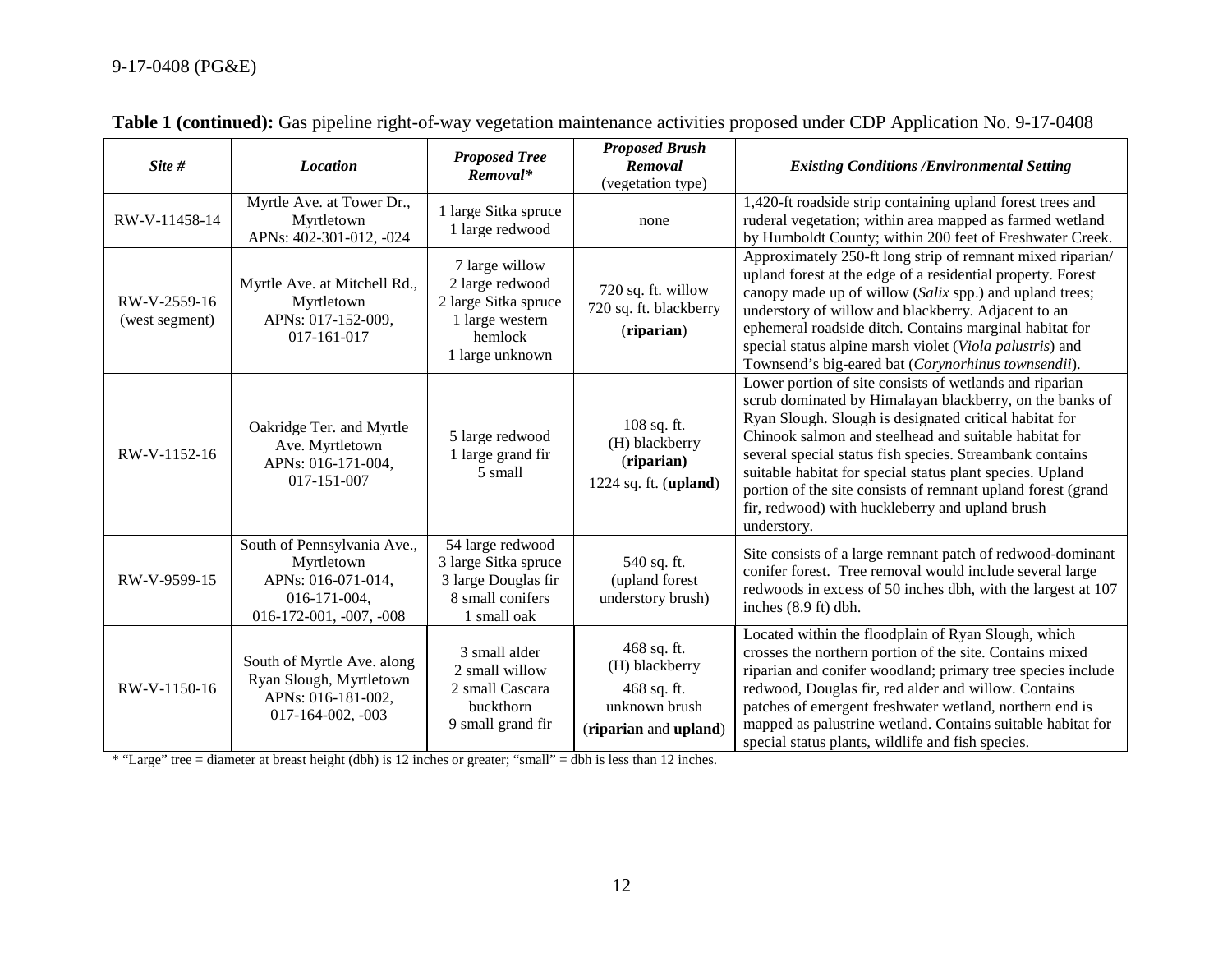**Table 1 (continued):** Gas pipeline right-of-way vegetation maintenance activities proposed under CDP Application No. 9-17-0408

| *Site #* | *Location* | *Proposed Tree Removal** | *Proposed Brush Removal* (vegetation type) | *Existing Conditions /Environmental Setting* |
|---|---|---|---|---|
| RW-V-11458-14 | Myrtle Ave. at Tower Dr., Myrtletown APNs: 402-301-012, -024 | 1 large Sitka spruce 1 large redwood | none | 1,420-ft roadside strip containing upland forest trees and ruderal vegetation; within area mapped as farmed wetland by Humboldt County; within 200 feet of Freshwater Creek. |
| RW-V-2559-16 (west segment) | Myrtle Ave. at Mitchell Rd., Myrtletown APNs: 017-152-009, 017-161-017 | 7 large willow 2 large redwood 2 large Sitka spruce 1 large western hemlock 1 large unknown | 720 sq. ft. willow 720 sq. ft. blackberry (**riparian**) | Approximately 250-ft long strip of remnant mixed riparian/ upland forest at the edge of a residential property. Forest canopy made up of willow (*Salix* spp.) and upland trees; understory of willow and blackberry. Adjacent to an ephemeral roadside ditch. Contains marginal habitat for special status alpine marsh violet (*Viola palustris*) and Townsend's big-eared bat (*Corynorhinus townsendii*). |
| RW-V-1152-16 | Oakridge Ter. and Myrtle Ave. Myrtletown APNs: 016-171-004, 017-151-007 | 5 large redwood 1 large grand fir 5 small | 108 sq. ft. (H) blackberry (**riparian)** 1224 sq. ft. (**upland**) | Lower portion of site consists of wetlands and riparian scrub dominated by Himalayan blackberry, on the banks of Ryan Slough. Slough is designated critical habitat for Chinook salmon and steelhead and suitable habitat for several special status fish species. Streambank contains suitable habitat for special status plant species. Upland portion of the site consists of remnant upland forest (grand fir, redwood) with huckleberry and upland brush understory. |
| RW-V-9599-15 | South of Pennsylvania Ave., Myrtletown APNs: 016-071-014, 016-171-004, 016-172-001, -007, -008 | 54 large redwood 3 large Sitka spruce 3 large Douglas fir 8 small conifers 1 small oak | 540 sq. ft. (upland forest understory brush) | Site consists of a large remnant patch of redwood-dominant conifer forest. Tree removal would include several large redwoods in excess of 50 inches dbh, with the largest at 107 inches (8.9 ft) dbh. |
| RW-V-1150-16 | South of Myrtle Ave. along Ryan Slough, Myrtletown APNs: 016-181-002, 017-164-002, -003 | 3 small alder 2 small willow 2 small Cascara buckthorn 9 small grand fir | 468 sq. ft. (H) blackberry 468 sq. ft. unknown brush (**riparian** and **upland**) | Located within the floodplain of Ryan Slough, which crosses the northern portion of the site. Contains mixed riparian and conifer woodland; primary tree species include redwood, Douglas fir, red alder and willow. Contains patches of emergent freshwater wetland, northern end is mapped as palustrine wetland. Contains suitable habitat for special status plants, wildlife and fish species. |

* "Large" tree = diameter at breast height (dbh) is 12 inches or greater; "small" = dbh is less than 12 inches.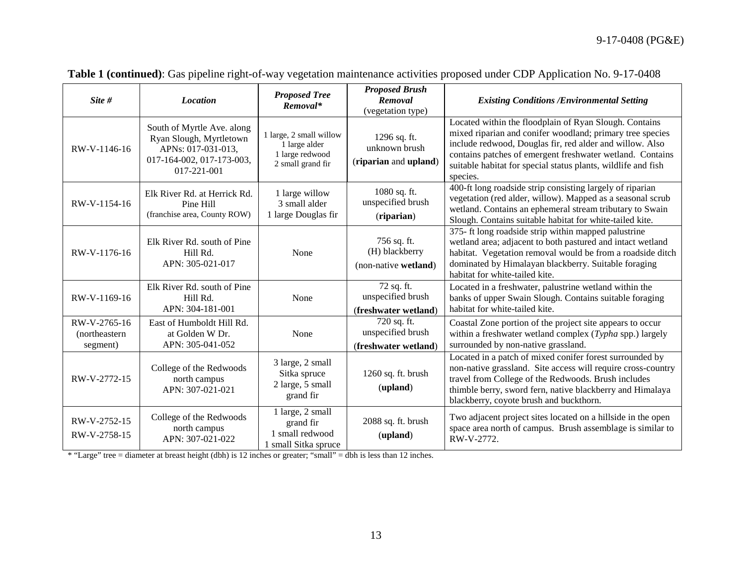**Table 1 (continued)**: Gas pipeline right-of-way vegetation maintenance activities proposed under CDP Application No. 9-17-0408

| *Site #* | *Location* | *Proposed Tree Removal** | *Proposed Brush Removal* (vegetation type) | *Existing Conditions /Environmental Setting* |
|---|---|---|---|---|
| RW-V-1146-16 | South of Myrtle Ave. along Ryan Slough, Myrtletown APNs: 017-031-013, 017-164-002, 017-173-003, 017-221-001 | 1 large, 2 small willow<br>1 large alder<br>1 large redwood<br>2 small grand fir | 1296 sq. ft. unknown brush (**riparian** and **upland**) | Located within the floodplain of Ryan Slough. Contains mixed riparian and conifer woodland; primary tree species include redwood, Douglas fir, red alder and willow. Also contains patches of emergent freshwater wetland. Contains suitable habitat for special status plants, wildlife and fish species. |
| RW-V-1154-16 | Elk River Rd. at Herrick Rd. Pine Hill (franchise area, County ROW) | 1 large willow<br>3 small alder<br>1 large Douglas fir | 1080 sq. ft. unspecified brush (**riparian**) | 400-ft long roadside strip consisting largely of riparian vegetation (red alder, willow). Mapped as a seasonal scrub wetland. Contains an ephemeral stream tributary to Swain Slough. Contains suitable habitat for white-tailed kite. |
| RW-V-1176-16 | Elk River Rd. south of Pine Hill Rd. APN: 305-021-017 | None | 756 sq. ft. (H) blackberry (non-native **wetland**) | 375- ft long roadside strip within mapped palustrine wetland area; adjacent to both pastured and intact wetland habitat. Vegetation removal would be from a roadside ditch dominated by Himalayan blackberry. Suitable foraging habitat for white-tailed kite. |
| RW-V-1169-16 | Elk River Rd. south of Pine Hill Rd. APN: 304-181-001 | None | 72 sq. ft. unspecified brush (**freshwater wetland**) | Located in a freshwater, palustrine wetland within the banks of upper Swain Slough. Contains suitable foraging habitat for white-tailed kite. |
| RW-V-2765-16 (northeastern segment) | East of Humboldt Hill Rd. at Golden W Dr. APN: 305-041-052 | None | 720 sq. ft. unspecified brush (**freshwater wetland**) | Coastal Zone portion of the project site appears to occur within a freshwater wetland complex (*Typha* spp.) largely surrounded by non-native grassland. |
| RW-V-2772-15 | College of the Redwoods north campus APN: 307-021-021 | 3 large, 2 small Sitka spruce<br>2 large, 5 small grand fir | 1260 sq. ft. brush (**upland**) | Located in a patch of mixed conifer forest surrounded by non-native grassland. Site access will require cross-country travel from College of the Redwoods. Brush includes thimble berry, sword fern, native blackberry and Himalaya blackberry, coyote brush and buckthorn. |
| RW-V-2752-15<br>RW-V-2758-15 | College of the Redwoods north campus APN: 307-021-022 | 1 large, 2 small grand fir<br>1 small redwood<br>1 small Sitka spruce | 2088 sq. ft. brush (**upland**) | Two adjacent project sites located on a hillside in the open space area north of campus. Brush assemblage is similar to RW-V-2772. |

* "Large" tree = diameter at breast height (dbh) is 12 inches or greater; "small" = dbh is less than 12 inches.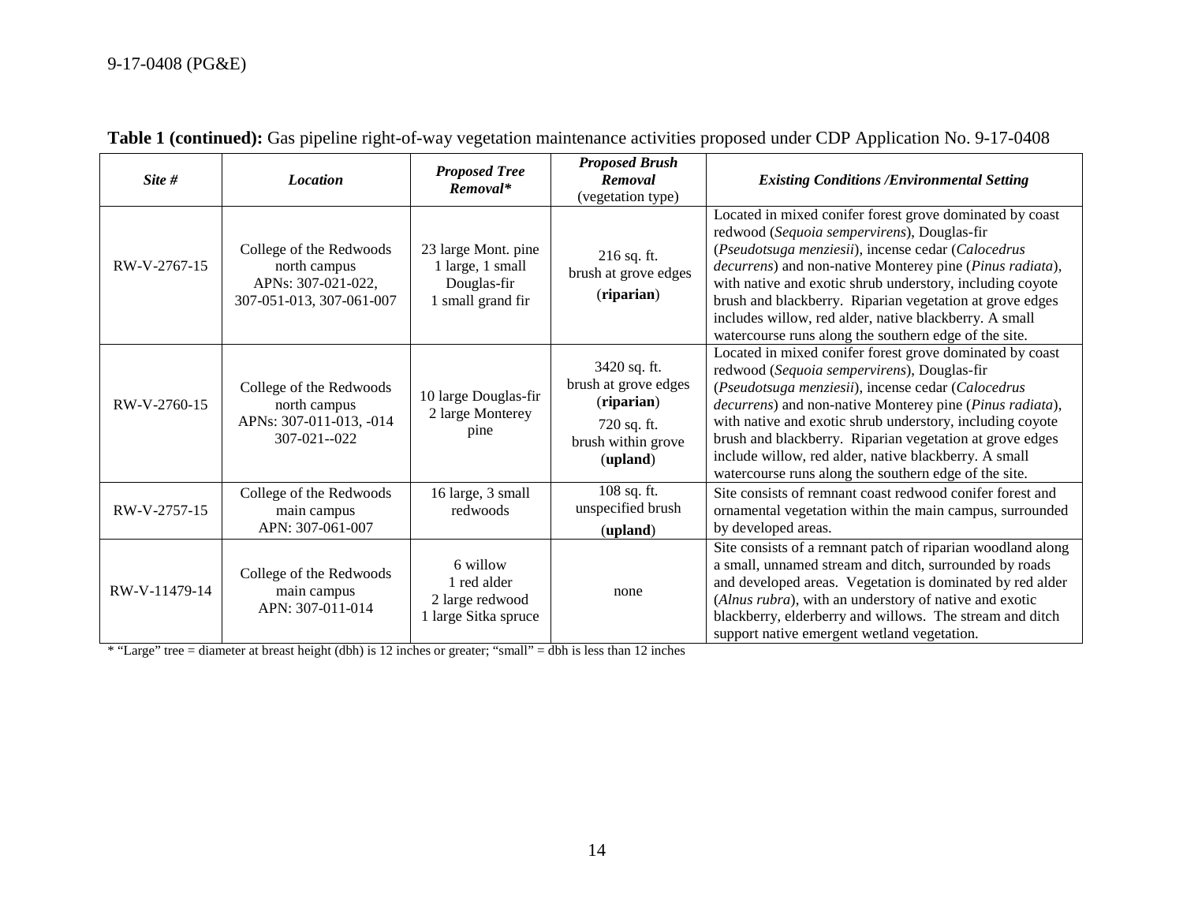**Table 1 (continued):** Gas pipeline right-of-way vegetation maintenance activities proposed under CDP Application No. 9-17-0408

| ***Site #*** | ***Location*** | ***Proposed Tree Removal**** | ***Proposed Brush Removal*** (vegetation type) | ***Existing Conditions /Environmental Setting*** |
|---|---|---|---|---|
| RW-V-2767-15 | College of the Redwoods north campus APNs: 307-021-022, 307-051-013, 307-061-007 | 23 large Mont. pine 1 large, 1 small Douglas-fir 1 small grand fir | 216 sq. ft. brush at grove edges (**riparian**) | Located in mixed conifer forest grove dominated by coast redwood (*Sequoia sempervirens*), Douglas-fir (*Pseudotsuga menziesii*), incense cedar (*Calocedrus decurrens*) and non-native Monterey pine (*Pinus radiata*), with native and exotic shrub understory, including coyote brush and blackberry. Riparian vegetation at grove edges includes willow, red alder, native blackberry. A small watercourse runs along the southern edge of the site. |
| RW-V-2760-15 | College of the Redwoods north campus APNs: 307-011-013, -014 307-021--022 | 10 large Douglas-fir 2 large Monterey pine | 3420 sq. ft. brush at grove edges (**riparian**) 720 sq. ft. brush within grove (**upland**) | Located in mixed conifer forest grove dominated by coast redwood (*Sequoia sempervirens*), Douglas-fir (*Pseudotsuga menziesii*), incense cedar (*Calocedrus decurrens*) and non-native Monterey pine (*Pinus radiata*), with native and exotic shrub understory, including coyote brush and blackberry. Riparian vegetation at grove edges include willow, red alder, native blackberry. A small watercourse runs along the southern edge of the site. |
| RW-V-2757-15 | College of the Redwoods main campus APN: 307-061-007 | 16 large, 3 small redwoods | 108 sq. ft. unspecified brush (**upland**) | Site consists of remnant coast redwood conifer forest and ornamental vegetation within the main campus, surrounded by developed areas. |
| RW-V-11479-14 | College of the Redwoods main campus APN: 307-011-014 | 6 willow 1 red alder 2 large redwood 1 large Sitka spruce | none | Site consists of a remnant patch of riparian woodland along a small, unnamed stream and ditch, surrounded by roads and developed areas. Vegetation is dominated by red alder (*Alnus rubra*), with an understory of native and exotic blackberry, elderberry and willows. The stream and ditch support native emergent wetland vegetation. |

* "Large" tree = diameter at breast height (dbh) is 12 inches or greater; "small" = dbh is less than 12 inches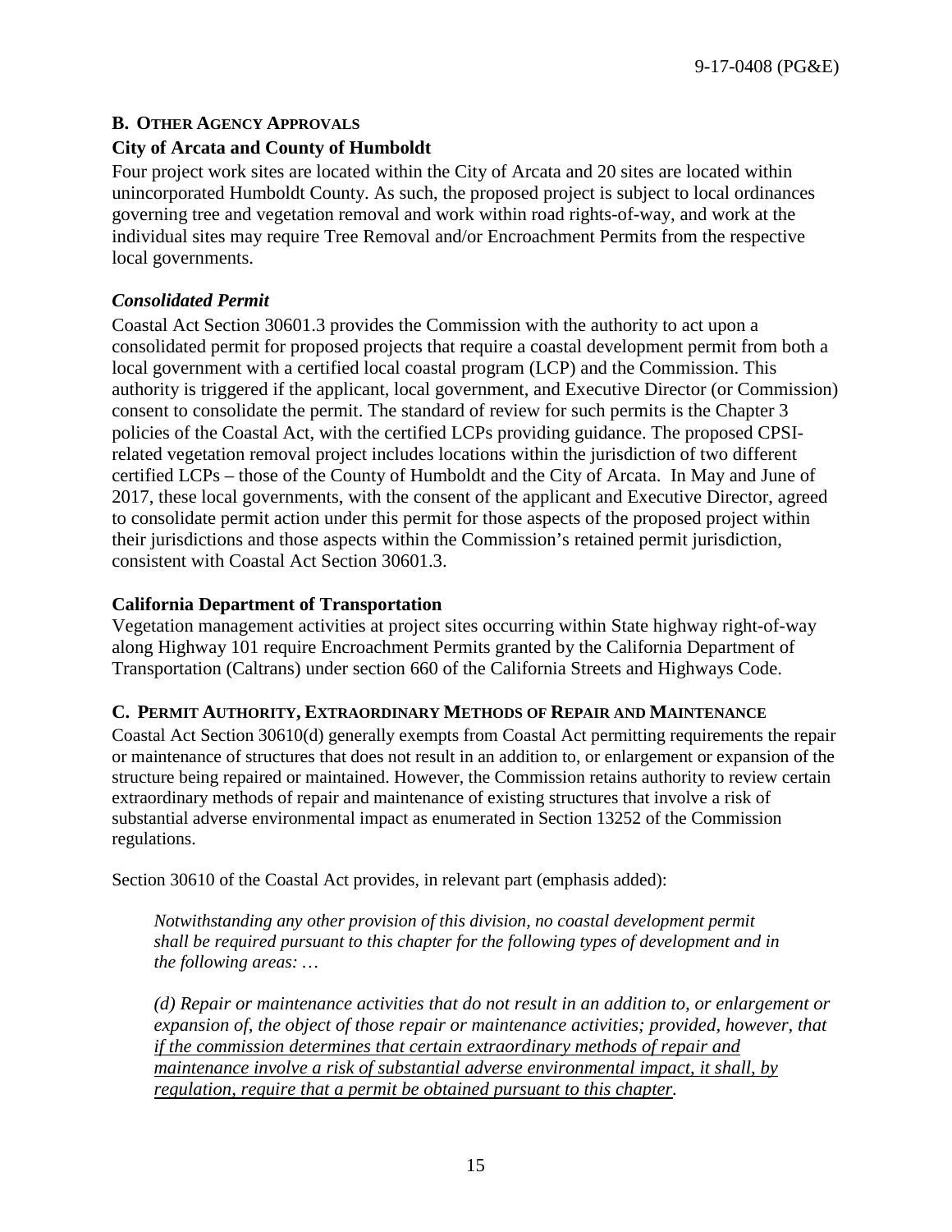## B. Other Agency Approvals

**City of Arcata and County of Humboldt**

Four project work sites are located within the City of Arcata and 20 sites are located within unincorporated Humboldt County. As such, the proposed project is subject to local ordinances governing tree and vegetation removal and work within road rights-of-way, and work at the individual sites may require Tree Removal and/or Encroachment Permits from the respective local governments.

***Consolidated Permit***

Coastal Act Section 30601.3 provides the Commission with the authority to act upon a consolidated permit for proposed projects that require a coastal development permit from both a local government with a certified local coastal program (LCP) and the Commission. This authority is triggered if the applicant, local government, and Executive Director (or Commission) consent to consolidate the permit. The standard of review for such permits is the Chapter 3 policies of the Coastal Act, with the certified LCPs providing guidance. The proposed CPSI-related vegetation removal project includes locations within the jurisdiction of two different certified LCPs – those of the County of Humboldt and the City of Arcata. In May and June of 2017, these local governments, with the consent of the applicant and Executive Director, agreed to consolidate permit action under this permit for those aspects of the proposed project within their jurisdictions and those aspects within the Commission's retained permit jurisdiction, consistent with Coastal Act Section 30601.3.

**California Department of Transportation**

Vegetation management activities at project sites occurring within State highway right-of-way along Highway 101 require Encroachment Permits granted by the California Department of Transportation (Caltrans) under section 660 of the California Streets and Highways Code.

## C. Permit Authority, Extraordinary Methods of Repair and Maintenance

Coastal Act Section 30610(d) generally exempts from Coastal Act permitting requirements the repair or maintenance of structures that does not result in an addition to, or enlargement or expansion of the structure being repaired or maintained. However, the Commission retains authority to review certain extraordinary methods of repair and maintenance of existing structures that involve a risk of substantial adverse environmental impact as enumerated in Section 13252 of the Commission regulations.

Section 30610 of the Coastal Act provides, in relevant part (emphasis added):

> *Notwithstanding any other provision of this division, no coastal development permit shall be required pursuant to this chapter for the following types of development and in the following areas: …*
>
> *(d) Repair or maintenance activities that do not result in an addition to, or enlargement or expansion of, the object of those repair or maintenance activities; provided, however, that <u>if the commission determines that certain extraordinary methods of repair and maintenance involve a risk of substantial adverse environmental impact, it shall, by regulation, require that a permit be obtained pursuant to this chapter</u>.*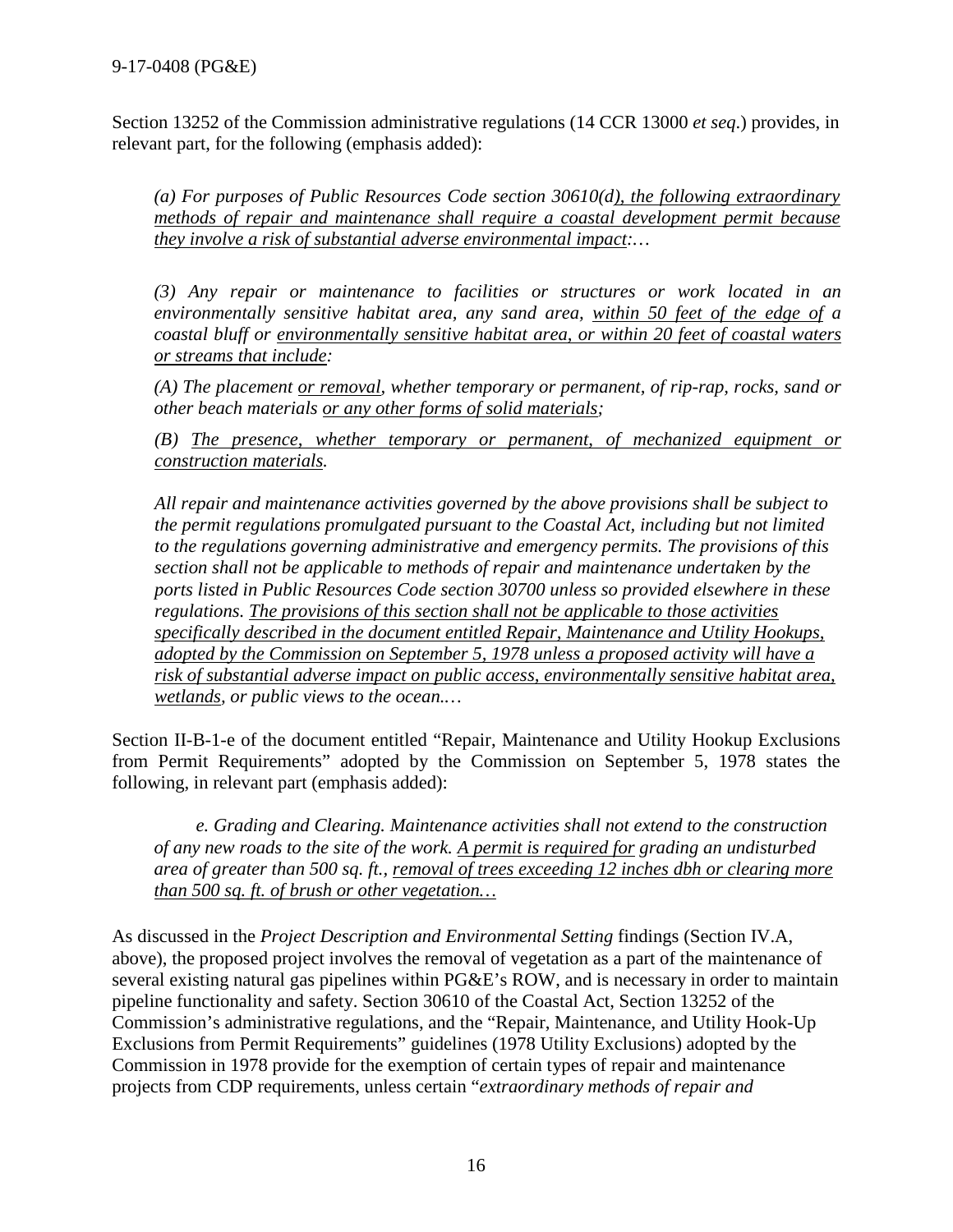Section 13252 of the Commission administrative regulations (14 CCR 13000 *et seq*.) provides, in relevant part, for the following (emphasis added):

> *(a) For purposes of Public Resources Code section 30610(d<u>), the following extraordinary methods of repair and maintenance shall require a coastal development permit because they involve a risk of substantial adverse environmental impact</u>:…*
>
> *(3) Any repair or maintenance to facilities or structures or work located in an environmentally sensitive habitat area, any sand area, <u>within 50 feet of the edge of</u> a coastal bluff or <u>environmentally sensitive habitat area, or within 20 feet of coastal waters or streams that include</u>:*
>
> *(A) The placement <u>or removal</u>, whether temporary or permanent, of rip-rap, rocks, sand or other beach materials <u>or any other forms of solid materials</u>;*
>
> *(B) <u>The presence, whether temporary or permanent, of mechanized equipment or construction materials</u>.*
>
> *All repair and maintenance activities governed by the above provisions shall be subject to the permit regulations promulgated pursuant to the Coastal Act, including but not limited to the regulations governing administrative and emergency permits. The provisions of this section shall not be applicable to methods of repair and maintenance undertaken by the ports listed in Public Resources Code section 30700 unless so provided elsewhere in these regulations. <u>The provisions of this section shall not be applicable to those activities specifically described in the document entitled Repair, Maintenance and Utility Hookups, adopted by the Commission on September 5, 1978 unless a proposed activity will have a risk of substantial adverse impact on public access, environmentally sensitive habitat area, wetlands</u>, or public views to the ocean.…*

Section II-B-1-e of the document entitled "Repair, Maintenance and Utility Hookup Exclusions from Permit Requirements" adopted by the Commission on September 5, 1978 states the following, in relevant part (emphasis added):

> *e. Grading and Clearing. Maintenance activities shall not extend to the construction of any new roads to the site of the work. <u>A permit is required for</u> grading an undisturbed area of greater than 500 sq. ft., <u>removal of trees exceeding 12 inches dbh or clearing more than 500 sq. ft. of brush or other vegetation…</u>*

As discussed in the *Project Description and Environmental Setting* findings (Section IV.A, above), the proposed project involves the removal of vegetation as a part of the maintenance of several existing natural gas pipelines within PG&E's ROW, and is necessary in order to maintain pipeline functionality and safety. Section 30610 of the Coastal Act, Section 13252 of the Commission's administrative regulations, and the "Repair, Maintenance, and Utility Hook-Up Exclusions from Permit Requirements" guidelines (1978 Utility Exclusions) adopted by the Commission in 1978 provide for the exemption of certain types of repair and maintenance projects from CDP requirements, unless certain "*extraordinary methods of repair and*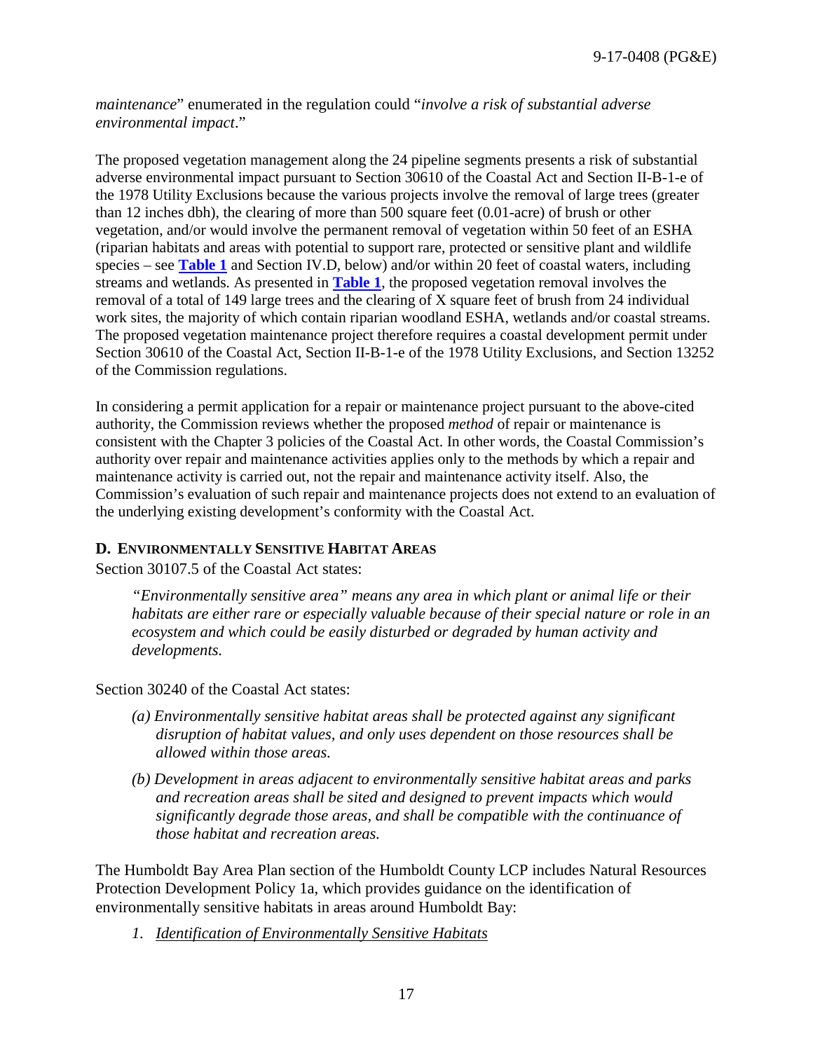*maintenance*" enumerated in the regulation could "*involve a risk of substantial adverse environmental impact*."

The proposed vegetation management along the 24 pipeline segments presents a risk of substantial adverse environmental impact pursuant to Section 30610 of the Coastal Act and Section II-B-1-e of the 1978 Utility Exclusions because the various projects involve the removal of large trees (greater than 12 inches dbh), the clearing of more than 500 square feet (0.01-acre) of brush or other vegetation, and/or would involve the permanent removal of vegetation within 50 feet of an ESHA (riparian habitats and areas with potential to support rare, protected or sensitive plant and wildlife species – see **Table 1** and Section IV.D, below) and/or within 20 feet of coastal waters, including streams and wetlands. As presented in **Table 1**, the proposed vegetation removal involves the removal of a total of 149 large trees and the clearing of X square feet of brush from 24 individual work sites, the majority of which contain riparian woodland ESHA, wetlands and/or coastal streams. The proposed vegetation maintenance project therefore requires a coastal development permit under Section 30610 of the Coastal Act, Section II-B-1-e of the 1978 Utility Exclusions, and Section 13252 of the Commission regulations.

In considering a permit application for a repair or maintenance project pursuant to the above-cited authority, the Commission reviews whether the proposed *method* of repair or maintenance is consistent with the Chapter 3 policies of the Coastal Act. In other words, the Coastal Commission's authority over repair and maintenance activities applies only to the methods by which a repair and maintenance activity is carried out, not the repair and maintenance activity itself. Also, the Commission's evaluation of such repair and maintenance projects does not extend to an evaluation of the underlying existing development's conformity with the Coastal Act.

### D. ENVIRONMENTALLY SENSITIVE HABITAT AREAS

Section 30107.5 of the Coastal Act states:

> *"Environmentally sensitive area" means any area in which plant or animal life or their habitats are either rare or especially valuable because of their special nature or role in an ecosystem and which could be easily disturbed or degraded by human activity and developments.*

Section 30240 of the Coastal Act states:

> *(a) Environmentally sensitive habitat areas shall be protected against any significant disruption of habitat values, and only uses dependent on those resources shall be allowed within those areas.*
>
> *(b) Development in areas adjacent to environmentally sensitive habitat areas and parks and recreation areas shall be sited and designed to prevent impacts which would significantly degrade those areas, and shall be compatible with the continuance of those habitat and recreation areas.*

The Humboldt Bay Area Plan section of the Humboldt County LCP includes Natural Resources Protection Development Policy 1a, which provides guidance on the identification of environmentally sensitive habitats in areas around Humboldt Bay:

> *1. Identification of Environmentally Sensitive Habitats*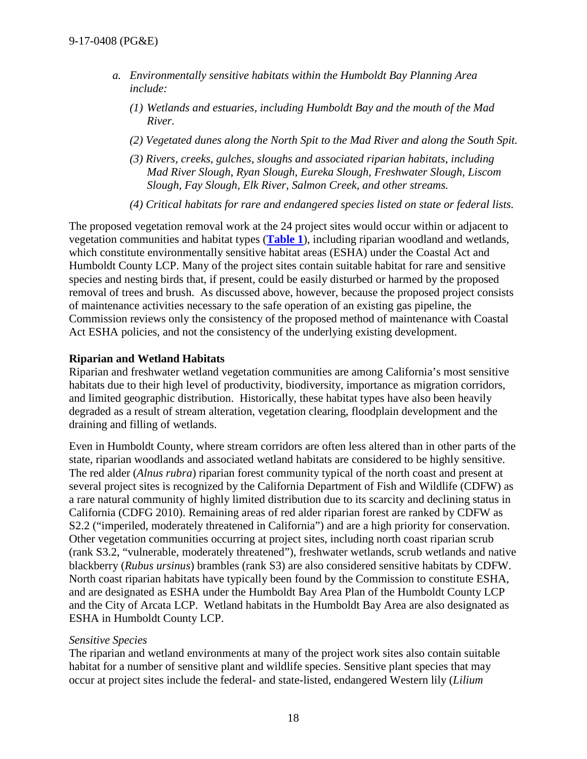*a. Environmentally sensitive habitats within the Humboldt Bay Planning Area include:*

*(1) Wetlands and estuaries, including Humboldt Bay and the mouth of the Mad River.*

*(2) Vegetated dunes along the North Spit to the Mad River and along the South Spit.*

*(3) Rivers, creeks, gulches, sloughs and associated riparian habitats, including Mad River Slough, Ryan Slough, Eureka Slough, Freshwater Slough, Liscom Slough, Fay Slough, Elk River, Salmon Creek, and other streams.*

*(4) Critical habitats for rare and endangered species listed on state or federal lists.*

The proposed vegetation removal work at the 24 project sites would occur within or adjacent to vegetation communities and habitat types (**Table 1**), including riparian woodland and wetlands, which constitute environmentally sensitive habitat areas (ESHA) under the Coastal Act and Humboldt County LCP. Many of the project sites contain suitable habitat for rare and sensitive species and nesting birds that, if present, could be easily disturbed or harmed by the proposed removal of trees and brush. As discussed above, however, because the proposed project consists of maintenance activities necessary to the safe operation of an existing gas pipeline, the Commission reviews only the consistency of the proposed method of maintenance with Coastal Act ESHA policies, and not the consistency of the underlying existing development.

**Riparian and Wetland Habitats**

Riparian and freshwater wetland vegetation communities are among California's most sensitive habitats due to their high level of productivity, biodiversity, importance as migration corridors, and limited geographic distribution. Historically, these habitat types have also been heavily degraded as a result of stream alteration, vegetation clearing, floodplain development and the draining and filling of wetlands.

Even in Humboldt County, where stream corridors are often less altered than in other parts of the state, riparian woodlands and associated wetland habitats are considered to be highly sensitive. The red alder (*Alnus rubra*) riparian forest community typical of the north coast and present at several project sites is recognized by the California Department of Fish and Wildlife (CDFW) as a rare natural community of highly limited distribution due to its scarcity and declining status in California (CDFG 2010). Remaining areas of red alder riparian forest are ranked by CDFW as S2.2 ("imperiled, moderately threatened in California") and are a high priority for conservation. Other vegetation communities occurring at project sites, including north coast riparian scrub (rank S3.2, "vulnerable, moderately threatened"), freshwater wetlands, scrub wetlands and native blackberry (*Rubus ursinus*) brambles (rank S3) are also considered sensitive habitats by CDFW. North coast riparian habitats have typically been found by the Commission to constitute ESHA, and are designated as ESHA under the Humboldt Bay Area Plan of the Humboldt County LCP and the City of Arcata LCP. Wetland habitats in the Humboldt Bay Area are also designated as ESHA in Humboldt County LCP.

*Sensitive Species*

The riparian and wetland environments at many of the project work sites also contain suitable habitat for a number of sensitive plant and wildlife species. Sensitive plant species that may occur at project sites include the federal- and state-listed, endangered Western lily (*Lilium*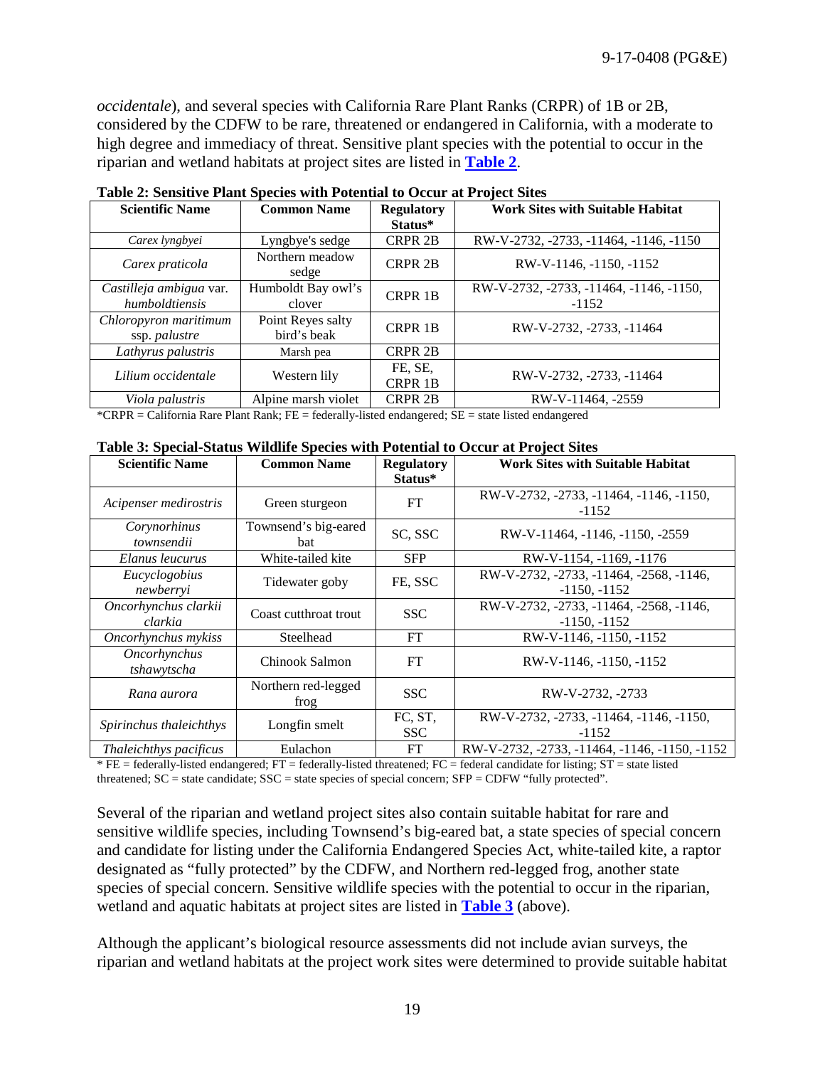*occidentale*), and several species with California Rare Plant Ranks (CRPR) of 1B or 2B, considered by the CDFW to be rare, threatened or endangered in California, with a moderate to high degree and immediacy of threat. Sensitive plant species with the potential to occur in the riparian and wetland habitats at project sites are listed in **Table 2**.

**Table 2: Sensitive Plant Species with Potential to Occur at Project Sites**

| Scientific Name | Common Name | Regulatory Status* | Work Sites with Suitable Habitat |
|---|---|---|---|
| *Carex lyngbyei* | Lyngbye's sedge | CRPR 2B | RW-V-2732, -2733, -11464, -1146, -1150 |
| *Carex praticola* | Northern meadow sedge | CRPR 2B | RW-V-1146, -1150, -1152 |
| *Castilleja ambigua* var. *humboldtiensis* | Humboldt Bay owl's clover | CRPR 1B | RW-V-2732, -2733, -11464, -1146, -1150, -1152 |
| *Chloropyron maritimum* ssp. *palustre* | Point Reyes salty bird's beak | CRPR 1B | RW-V-2732, -2733, -11464 |
| *Lathyrus palustris* | Marsh pea | CRPR 2B | |
| *Lilium occidentale* | Western lily | FE, SE, CRPR 1B | RW-V-2732, -2733, -11464 |
| *Viola palustris* | Alpine marsh violet | CRPR 2B | RW-V-11464, -2559 |

*CRPR = California Rare Plant Rank; FE = federally-listed endangered; SE = state listed endangered

**Table 3: Special-Status Wildlife Species with Potential to Occur at Project Sites**

| Scientific Name | Common Name | Regulatory Status* | Work Sites with Suitable Habitat |
|---|---|---|---|
| *Acipenser medirostris* | Green sturgeon | FT | RW-V-2732, -2733, -11464, -1146, -1150, -1152 |
| *Corynorhinus townsendii* | Townsend's big-eared bat | SC, SSC | RW-V-11464, -1146, -1150, -2559 |
| *Elanus leucurus* | White-tailed kite | SFP | RW-V-1154, -1169, -1176 |
| *Eucyclogobius newberryi* | Tidewater goby | FE, SSC | RW-V-2732, -2733, -11464, -2568, -1146, -1150, -1152 |
| *Oncorhynchus clarkii clarkia* | Coast cutthroat trout | SSC | RW-V-2732, -2733, -11464, -2568, -1146, -1150, -1152 |
| *Oncorhynchus mykiss* | Steelhead | FT | RW-V-1146, -1150, -1152 |
| *Oncorhynchus tshawytscha* | Chinook Salmon | FT | RW-V-1146, -1150, -1152 |
| *Rana aurora* | Northern red-legged frog | SSC | RW-V-2732, -2733 |
| *Spirinchus thaleichthys* | Longfin smelt | FC, ST, SSC | RW-V-2732, -2733, -11464, -1146, -1150, -1152 |
| *Thaleichthys pacificus* | Eulachon | FT | RW-V-2732, -2733, -11464, -1146, -1150, -1152 |

* FE = federally-listed endangered; FT = federally-listed threatened; FC = federal candidate for listing; ST = state listed threatened; SC = state candidate; SSC = state species of special concern; SFP = CDFW "fully protected".

Several of the riparian and wetland project sites also contain suitable habitat for rare and sensitive wildlife species, including Townsend's big-eared bat, a state species of special concern and candidate for listing under the California Endangered Species Act, white-tailed kite, a raptor designated as "fully protected" by the CDFW, and Northern red-legged frog, another state species of special concern. Sensitive wildlife species with the potential to occur in the riparian, wetland and aquatic habitats at project sites are listed in **Table 3** (above).

Although the applicant's biological resource assessments did not include avian surveys, the riparian and wetland habitats at the project work sites were determined to provide suitable habitat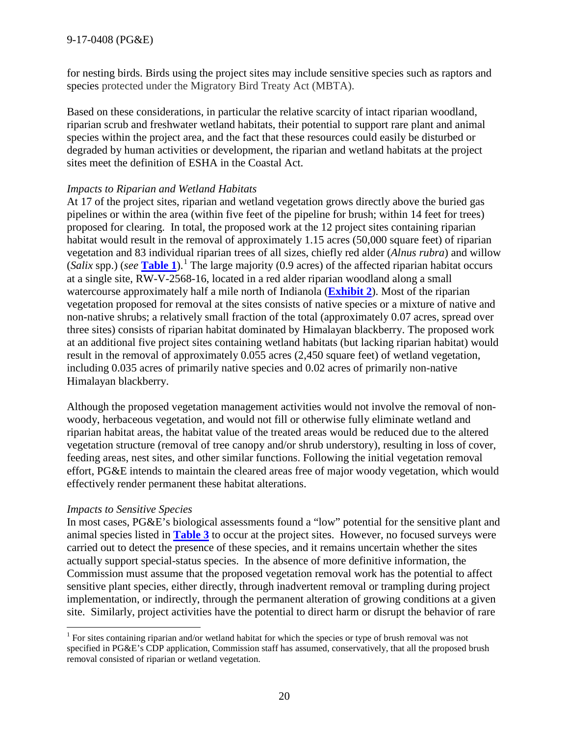for nesting birds. Birds using the project sites may include sensitive species such as raptors and species protected under the Migratory Bird Treaty Act (MBTA).

Based on these considerations, in particular the relative scarcity of intact riparian woodland, riparian scrub and freshwater wetland habitats, their potential to support rare plant and animal species within the project area, and the fact that these resources could easily be disturbed or degraded by human activities or development, the riparian and wetland habitats at the project sites meet the definition of ESHA in the Coastal Act.

*Impacts to Riparian and Wetland Habitats*

At 17 of the project sites, riparian and wetland vegetation grows directly above the buried gas pipelines or within the area (within five feet of the pipeline for brush; within 14 feet for trees) proposed for clearing. In total, the proposed work at the 12 project sites containing riparian habitat would result in the removal of approximately 1.15 acres (50,000 square feet) of riparian vegetation and 83 individual riparian trees of all sizes, chiefly red alder (*Alnus rubra*) and willow (*Salix* spp.) (*see* **Table 1**).[1] The large majority (0.9 acres) of the affected riparian habitat occurs at a single site, RW-V-2568-16, located in a red alder riparian woodland along a small watercourse approximately half a mile north of Indianola (**Exhibit 2**). Most of the riparian vegetation proposed for removal at the sites consists of native species or a mixture of native and non-native shrubs; a relatively small fraction of the total (approximately 0.07 acres, spread over three sites) consists of riparian habitat dominated by Himalayan blackberry. The proposed work at an additional five project sites containing wetland habitats (but lacking riparian habitat) would result in the removal of approximately 0.055 acres (2,450 square feet) of wetland vegetation, including 0.035 acres of primarily native species and 0.02 acres of primarily non-native Himalayan blackberry.

Although the proposed vegetation management activities would not involve the removal of non-woody, herbaceous vegetation, and would not fill or otherwise fully eliminate wetland and riparian habitat areas, the habitat value of the treated areas would be reduced due to the altered vegetation structure (removal of tree canopy and/or shrub understory), resulting in loss of cover, feeding areas, nest sites, and other similar functions. Following the initial vegetation removal effort, PG&E intends to maintain the cleared areas free of major woody vegetation, which would effectively render permanent these habitat alterations.

*Impacts to Sensitive Species*

In most cases, PG&E's biological assessments found a "low" potential for the sensitive plant and animal species listed in **Table 3** to occur at the project sites. However, no focused surveys were carried out to detect the presence of these species, and it remains uncertain whether the sites actually support special-status species. In the absence of more definitive information, the Commission must assume that the proposed vegetation removal work has the potential to affect sensitive plant species, either directly, through inadvertent removal or trampling during project implementation, or indirectly, through the permanent alteration of growing conditions at a given site. Similarly, project activities have the potential to direct harm or disrupt the behavior of rare

---

[1] For sites containing riparian and/or wetland habitat for which the species or type of brush removal was not specified in PG&E's CDP application, Commission staff has assumed, conservatively, that all the proposed brush removal consisted of riparian or wetland vegetation.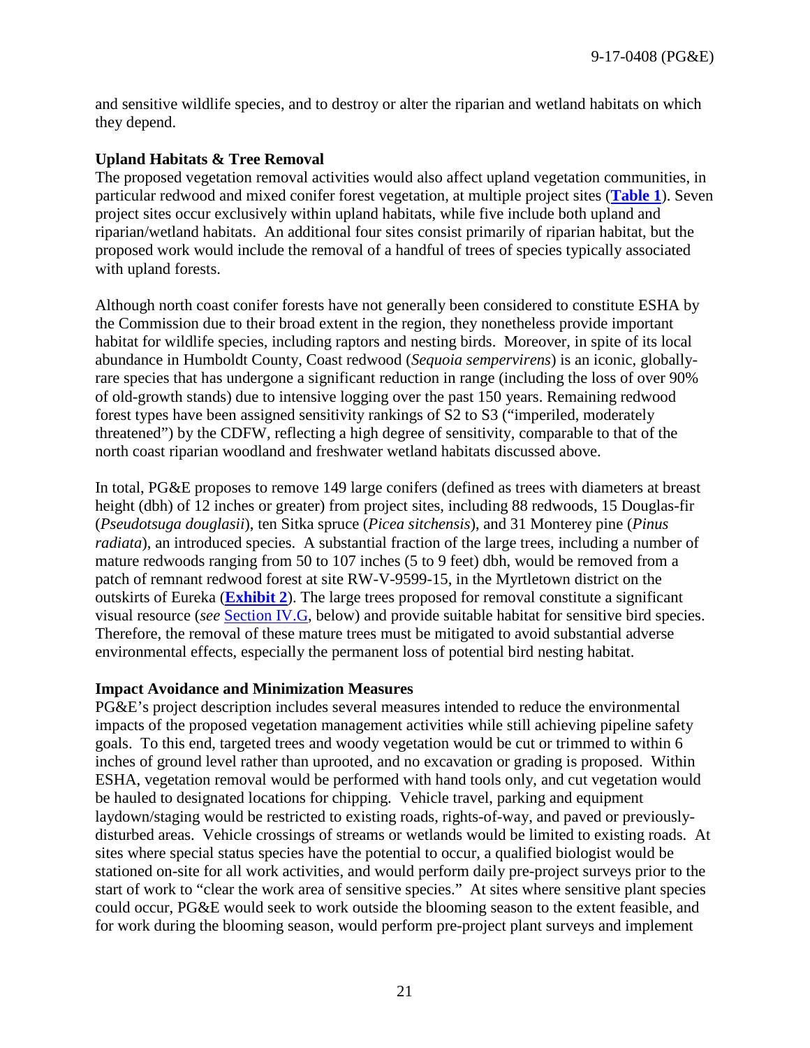and sensitive wildlife species, and to destroy or alter the riparian and wetland habitats on which they depend.

**Upland Habitats & Tree Removal**

The proposed vegetation removal activities would also affect upland vegetation communities, in particular redwood and mixed conifer forest vegetation, at multiple project sites (**Table 1**). Seven project sites occur exclusively within upland habitats, while five include both upland and riparian/wetland habitats. An additional four sites consist primarily of riparian habitat, but the proposed work would include the removal of a handful of trees of species typically associated with upland forests.

Although north coast conifer forests have not generally been considered to constitute ESHA by the Commission due to their broad extent in the region, they nonetheless provide important habitat for wildlife species, including raptors and nesting birds. Moreover, in spite of its local abundance in Humboldt County, Coast redwood (*Sequoia sempervirens*) is an iconic, globally-rare species that has undergone a significant reduction in range (including the loss of over 90% of old-growth stands) due to intensive logging over the past 150 years. Remaining redwood forest types have been assigned sensitivity rankings of S2 to S3 ("imperiled, moderately threatened") by the CDFW, reflecting a high degree of sensitivity, comparable to that of the north coast riparian woodland and freshwater wetland habitats discussed above.

In total, PG&E proposes to remove 149 large conifers (defined as trees with diameters at breast height (dbh) of 12 inches or greater) from project sites, including 88 redwoods, 15 Douglas-fir (*Pseudotsuga douglasii*), ten Sitka spruce (*Picea sitchensis*), and 31 Monterey pine (*Pinus radiata*), an introduced species. A substantial fraction of the large trees, including a number of mature redwoods ranging from 50 to 107 inches (5 to 9 feet) dbh, would be removed from a patch of remnant redwood forest at site RW-V-9599-15, in the Myrtletown district on the outskirts of Eureka (**Exhibit 2**). The large trees proposed for removal constitute a significant visual resource (*see* Section IV.G, below) and provide suitable habitat for sensitive bird species. Therefore, the removal of these mature trees must be mitigated to avoid substantial adverse environmental effects, especially the permanent loss of potential bird nesting habitat.

**Impact Avoidance and Minimization Measures**

PG&E's project description includes several measures intended to reduce the environmental impacts of the proposed vegetation management activities while still achieving pipeline safety goals. To this end, targeted trees and woody vegetation would be cut or trimmed to within 6 inches of ground level rather than uprooted, and no excavation or grading is proposed. Within ESHA, vegetation removal would be performed with hand tools only, and cut vegetation would be hauled to designated locations for chipping. Vehicle travel, parking and equipment laydown/staging would be restricted to existing roads, rights-of-way, and paved or previously-disturbed areas. Vehicle crossings of streams or wetlands would be limited to existing roads. At sites where special status species have the potential to occur, a qualified biologist would be stationed on-site for all work activities, and would perform daily pre-project surveys prior to the start of work to "clear the work area of sensitive species." At sites where sensitive plant species could occur, PG&E would seek to work outside the blooming season to the extent feasible, and for work during the blooming season, would perform pre-project plant surveys and implement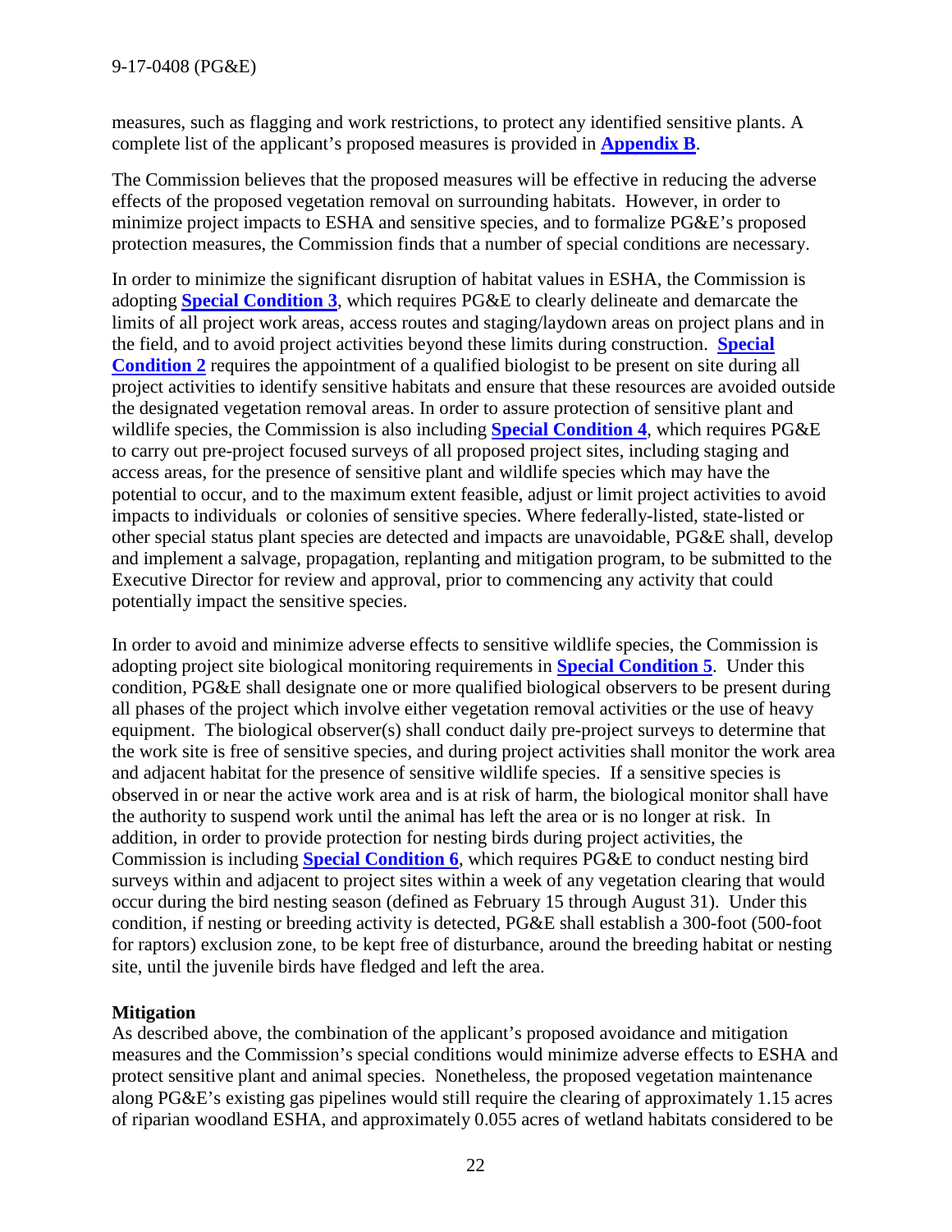measures, such as flagging and work restrictions, to protect any identified sensitive plants. A complete list of the applicant's proposed measures is provided in **Appendix B**.

The Commission believes that the proposed measures will be effective in reducing the adverse effects of the proposed vegetation removal on surrounding habitats. However, in order to minimize project impacts to ESHA and sensitive species, and to formalize PG&E's proposed protection measures, the Commission finds that a number of special conditions are necessary.

In order to minimize the significant disruption of habitat values in ESHA, the Commission is adopting **Special Condition 3**, which requires PG&E to clearly delineate and demarcate the limits of all project work areas, access routes and staging/laydown areas on project plans and in the field, and to avoid project activities beyond these limits during construction. **Special Condition 2** requires the appointment of a qualified biologist to be present on site during all project activities to identify sensitive habitats and ensure that these resources are avoided outside the designated vegetation removal areas. In order to assure protection of sensitive plant and wildlife species, the Commission is also including **Special Condition 4**, which requires PG&E to carry out pre-project focused surveys of all proposed project sites, including staging and access areas, for the presence of sensitive plant and wildlife species which may have the potential to occur, and to the maximum extent feasible, adjust or limit project activities to avoid impacts to individuals or colonies of sensitive species. Where federally-listed, state-listed or other special status plant species are detected and impacts are unavoidable, PG&E shall, develop and implement a salvage, propagation, replanting and mitigation program, to be submitted to the Executive Director for review and approval, prior to commencing any activity that could potentially impact the sensitive species.

In order to avoid and minimize adverse effects to sensitive wildlife species, the Commission is adopting project site biological monitoring requirements in **Special Condition 5**. Under this condition, PG&E shall designate one or more qualified biological observers to be present during all phases of the project which involve either vegetation removal activities or the use of heavy equipment. The biological observer(s) shall conduct daily pre-project surveys to determine that the work site is free of sensitive species, and during project activities shall monitor the work area and adjacent habitat for the presence of sensitive wildlife species. If a sensitive species is observed in or near the active work area and is at risk of harm, the biological monitor shall have the authority to suspend work until the animal has left the area or is no longer at risk. In addition, in order to provide protection for nesting birds during project activities, the Commission is including **Special Condition 6**, which requires PG&E to conduct nesting bird surveys within and adjacent to project sites within a week of any vegetation clearing that would occur during the bird nesting season (defined as February 15 through August 31). Under this condition, if nesting or breeding activity is detected, PG&E shall establish a 300-foot (500-foot for raptors) exclusion zone, to be kept free of disturbance, around the breeding habitat or nesting site, until the juvenile birds have fledged and left the area.

**Mitigation**

As described above, the combination of the applicant's proposed avoidance and mitigation measures and the Commission's special conditions would minimize adverse effects to ESHA and protect sensitive plant and animal species. Nonetheless, the proposed vegetation maintenance along PG&E's existing gas pipelines would still require the clearing of approximately 1.15 acres of riparian woodland ESHA, and approximately 0.055 acres of wetland habitats considered to be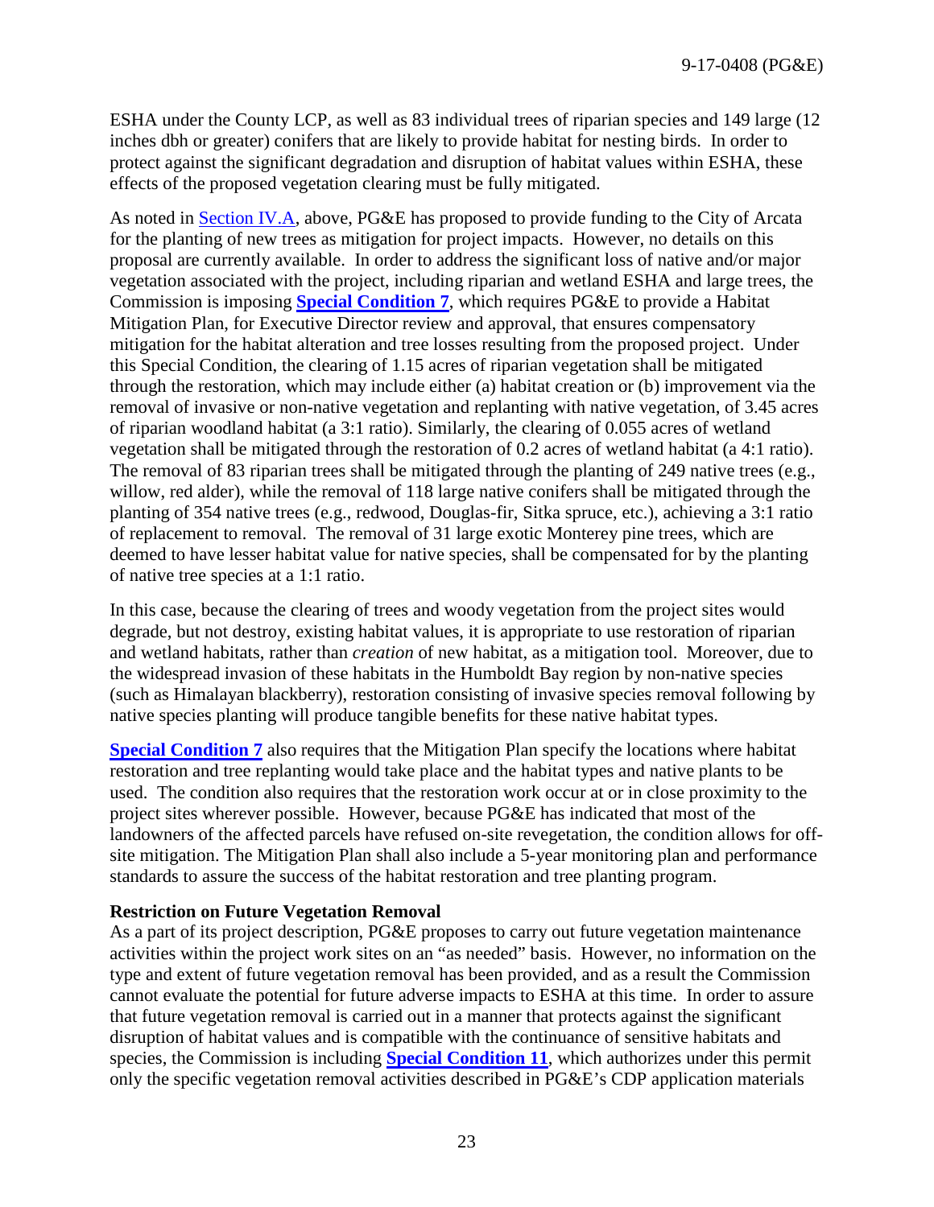ESHA under the County LCP, as well as 83 individual trees of riparian species and 149 large (12 inches dbh or greater) conifers that are likely to provide habitat for nesting birds. In order to protect against the significant degradation and disruption of habitat values within ESHA, these effects of the proposed vegetation clearing must be fully mitigated.

As noted in Section IV.A, above, PG&E has proposed to provide funding to the City of Arcata for the planting of new trees as mitigation for project impacts. However, no details on this proposal are currently available. In order to address the significant loss of native and/or major vegetation associated with the project, including riparian and wetland ESHA and large trees, the Commission is imposing **Special Condition 7**, which requires PG&E to provide a Habitat Mitigation Plan, for Executive Director review and approval, that ensures compensatory mitigation for the habitat alteration and tree losses resulting from the proposed project. Under this Special Condition, the clearing of 1.15 acres of riparian vegetation shall be mitigated through the restoration, which may include either (a) habitat creation or (b) improvement via the removal of invasive or non-native vegetation and replanting with native vegetation, of 3.45 acres of riparian woodland habitat (a 3:1 ratio). Similarly, the clearing of 0.055 acres of wetland vegetation shall be mitigated through the restoration of 0.2 acres of wetland habitat (a 4:1 ratio). The removal of 83 riparian trees shall be mitigated through the planting of 249 native trees (e.g., willow, red alder), while the removal of 118 large native conifers shall be mitigated through the planting of 354 native trees (e.g., redwood, Douglas-fir, Sitka spruce, etc.), achieving a 3:1 ratio of replacement to removal. The removal of 31 large exotic Monterey pine trees, which are deemed to have lesser habitat value for native species, shall be compensated for by the planting of native tree species at a 1:1 ratio.

In this case, because the clearing of trees and woody vegetation from the project sites would degrade, but not destroy, existing habitat values, it is appropriate to use restoration of riparian and wetland habitats, rather than *creation* of new habitat, as a mitigation tool. Moreover, due to the widespread invasion of these habitats in the Humboldt Bay region by non-native species (such as Himalayan blackberry), restoration consisting of invasive species removal following by native species planting will produce tangible benefits for these native habitat types.

**Special Condition 7** also requires that the Mitigation Plan specify the locations where habitat restoration and tree replanting would take place and the habitat types and native plants to be used. The condition also requires that the restoration work occur at or in close proximity to the project sites wherever possible. However, because PG&E has indicated that most of the landowners of the affected parcels have refused on-site revegetation, the condition allows for off-site mitigation. The Mitigation Plan shall also include a 5-year monitoring plan and performance standards to assure the success of the habitat restoration and tree planting program.

**Restriction on Future Vegetation Removal**

As a part of its project description, PG&E proposes to carry out future vegetation maintenance activities within the project work sites on an "as needed" basis. However, no information on the type and extent of future vegetation removal has been provided, and as a result the Commission cannot evaluate the potential for future adverse impacts to ESHA at this time. In order to assure that future vegetation removal is carried out in a manner that protects against the significant disruption of habitat values and is compatible with the continuance of sensitive habitats and species, the Commission is including **Special Condition 11**, which authorizes under this permit only the specific vegetation removal activities described in PG&E's CDP application materials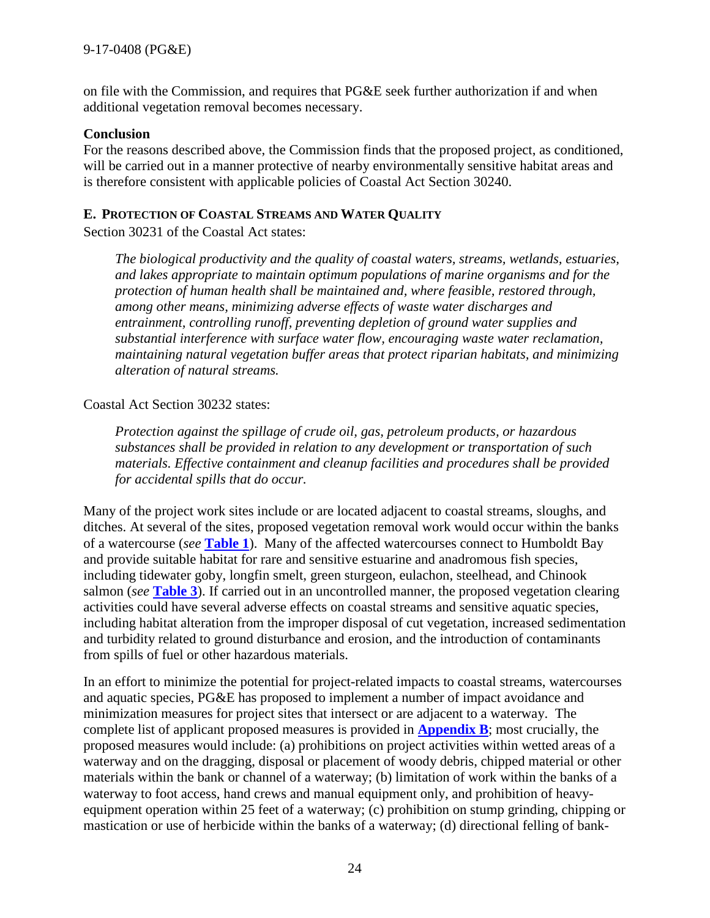on file with the Commission, and requires that PG&E seek further authorization if and when additional vegetation removal becomes necessary.

**Conclusion**

For the reasons described above, the Commission finds that the proposed project, as conditioned, will be carried out in a manner protective of nearby environmentally sensitive habitat areas and is therefore consistent with applicable policies of Coastal Act Section 30240.

### E. Protection of Coastal Streams and Water Quality

Section 30231 of the Coastal Act states:

> *The biological productivity and the quality of coastal waters, streams, wetlands, estuaries, and lakes appropriate to maintain optimum populations of marine organisms and for the protection of human health shall be maintained and, where feasible, restored through, among other means, minimizing adverse effects of waste water discharges and entrainment, controlling runoff, preventing depletion of ground water supplies and substantial interference with surface water flow, encouraging waste water reclamation, maintaining natural vegetation buffer areas that protect riparian habitats, and minimizing alteration of natural streams.*

Coastal Act Section 30232 states:

> *Protection against the spillage of crude oil, gas, petroleum products, or hazardous substances shall be provided in relation to any development or transportation of such materials. Effective containment and cleanup facilities and procedures shall be provided for accidental spills that do occur.*

Many of the project work sites include or are located adjacent to coastal streams, sloughs, and ditches. At several of the sites, proposed vegetation removal work would occur within the banks of a watercourse (*see* **Table 1**). Many of the affected watercourses connect to Humboldt Bay and provide suitable habitat for rare and sensitive estuarine and anadromous fish species, including tidewater goby, longfin smelt, green sturgeon, eulachon, steelhead, and Chinook salmon (*see* **Table 3**). If carried out in an uncontrolled manner, the proposed vegetation clearing activities could have several adverse effects on coastal streams and sensitive aquatic species, including habitat alteration from the improper disposal of cut vegetation, increased sedimentation and turbidity related to ground disturbance and erosion, and the introduction of contaminants from spills of fuel or other hazardous materials.

In an effort to minimize the potential for project-related impacts to coastal streams, watercourses and aquatic species, PG&E has proposed to implement a number of impact avoidance and minimization measures for project sites that intersect or are adjacent to a waterway. The complete list of applicant proposed measures is provided in **Appendix B**; most crucially, the proposed measures would include: (a) prohibitions on project activities within wetted areas of a waterway and on the dragging, disposal or placement of woody debris, chipped material or other materials within the bank or channel of a waterway; (b) limitation of work within the banks of a waterway to foot access, hand crews and manual equipment only, and prohibition of heavy-equipment operation within 25 feet of a waterway; (c) prohibition on stump grinding, chipping or mastication or use of herbicide within the banks of a waterway; (d) directional felling of bank-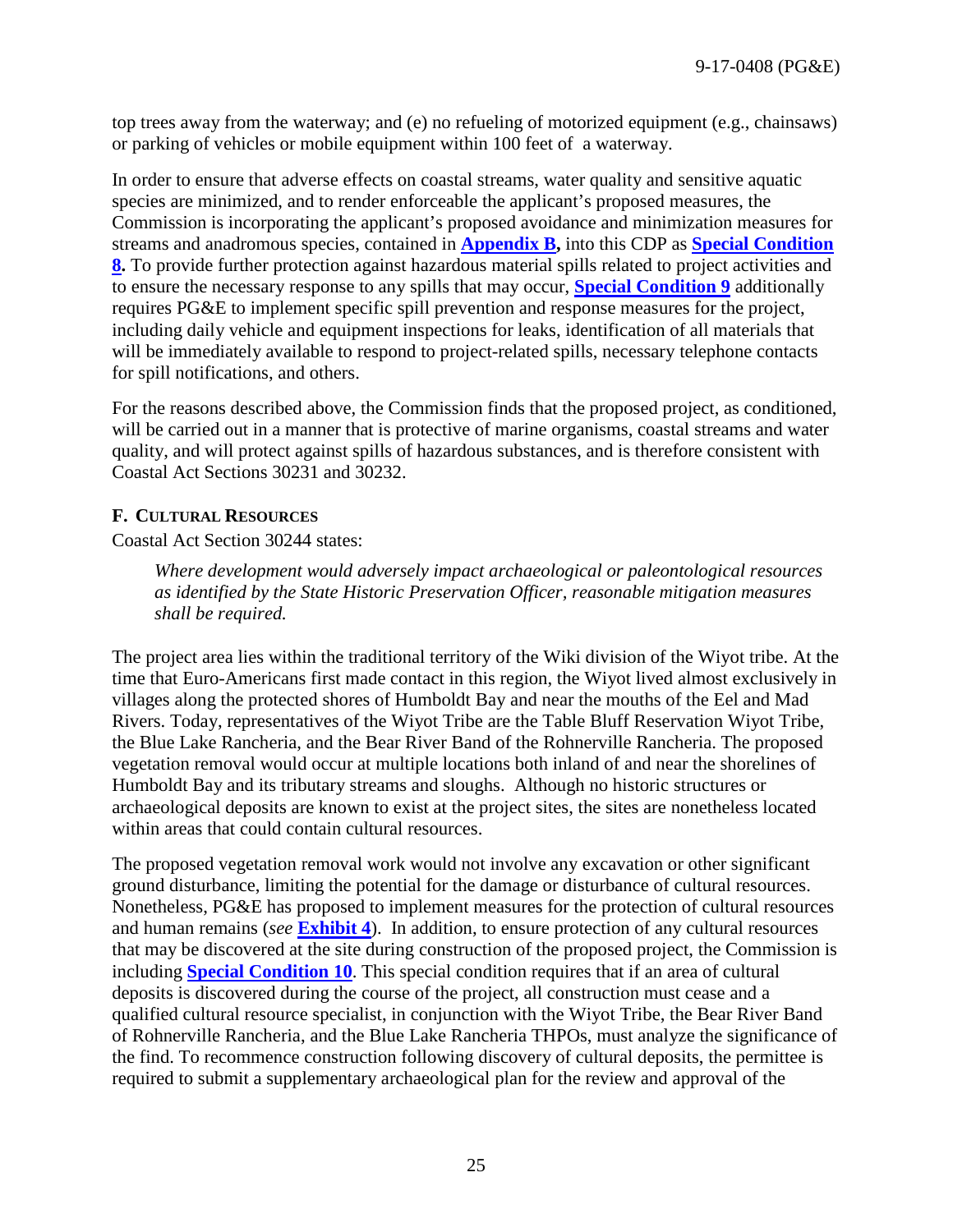top trees away from the waterway; and (e) no refueling of motorized equipment (e.g., chainsaws) or parking of vehicles or mobile equipment within 100 feet of a waterway.

In order to ensure that adverse effects on coastal streams, water quality and sensitive aquatic species are minimized, and to render enforceable the applicant's proposed measures, the Commission is incorporating the applicant's proposed avoidance and minimization measures for streams and anadromous species, contained in **Appendix B,** into this CDP as **Special Condition 8.** To provide further protection against hazardous material spills related to project activities and to ensure the necessary response to any spills that may occur, **Special Condition 9** additionally requires PG&E to implement specific spill prevention and response measures for the project, including daily vehicle and equipment inspections for leaks, identification of all materials that will be immediately available to respond to project-related spills, necessary telephone contacts for spill notifications, and others.

For the reasons described above, the Commission finds that the proposed project, as conditioned, will be carried out in a manner that is protective of marine organisms, coastal streams and water quality, and will protect against spills of hazardous substances, and is therefore consistent with Coastal Act Sections 30231 and 30232.

### F. CULTURAL RESOURCES

Coastal Act Section 30244 states:

> *Where development would adversely impact archaeological or paleontological resources as identified by the State Historic Preservation Officer, reasonable mitigation measures shall be required.*

The project area lies within the traditional territory of the Wiki division of the Wiyot tribe. At the time that Euro-Americans first made contact in this region, the Wiyot lived almost exclusively in villages along the protected shores of Humboldt Bay and near the mouths of the Eel and Mad Rivers. Today, representatives of the Wiyot Tribe are the Table Bluff Reservation Wiyot Tribe, the Blue Lake Rancheria, and the Bear River Band of the Rohnerville Rancheria. The proposed vegetation removal would occur at multiple locations both inland of and near the shorelines of Humboldt Bay and its tributary streams and sloughs. Although no historic structures or archaeological deposits are known to exist at the project sites, the sites are nonetheless located within areas that could contain cultural resources.

The proposed vegetation removal work would not involve any excavation or other significant ground disturbance, limiting the potential for the damage or disturbance of cultural resources. Nonetheless, PG&E has proposed to implement measures for the protection of cultural resources and human remains (*see* **Exhibit 4**). In addition, to ensure protection of any cultural resources that may be discovered at the site during construction of the proposed project, the Commission is including **Special Condition 10**. This special condition requires that if an area of cultural deposits is discovered during the course of the project, all construction must cease and a qualified cultural resource specialist, in conjunction with the Wiyot Tribe, the Bear River Band of Rohnerville Rancheria, and the Blue Lake Rancheria THPOs, must analyze the significance of the find. To recommence construction following discovery of cultural deposits, the permittee is required to submit a supplementary archaeological plan for the review and approval of the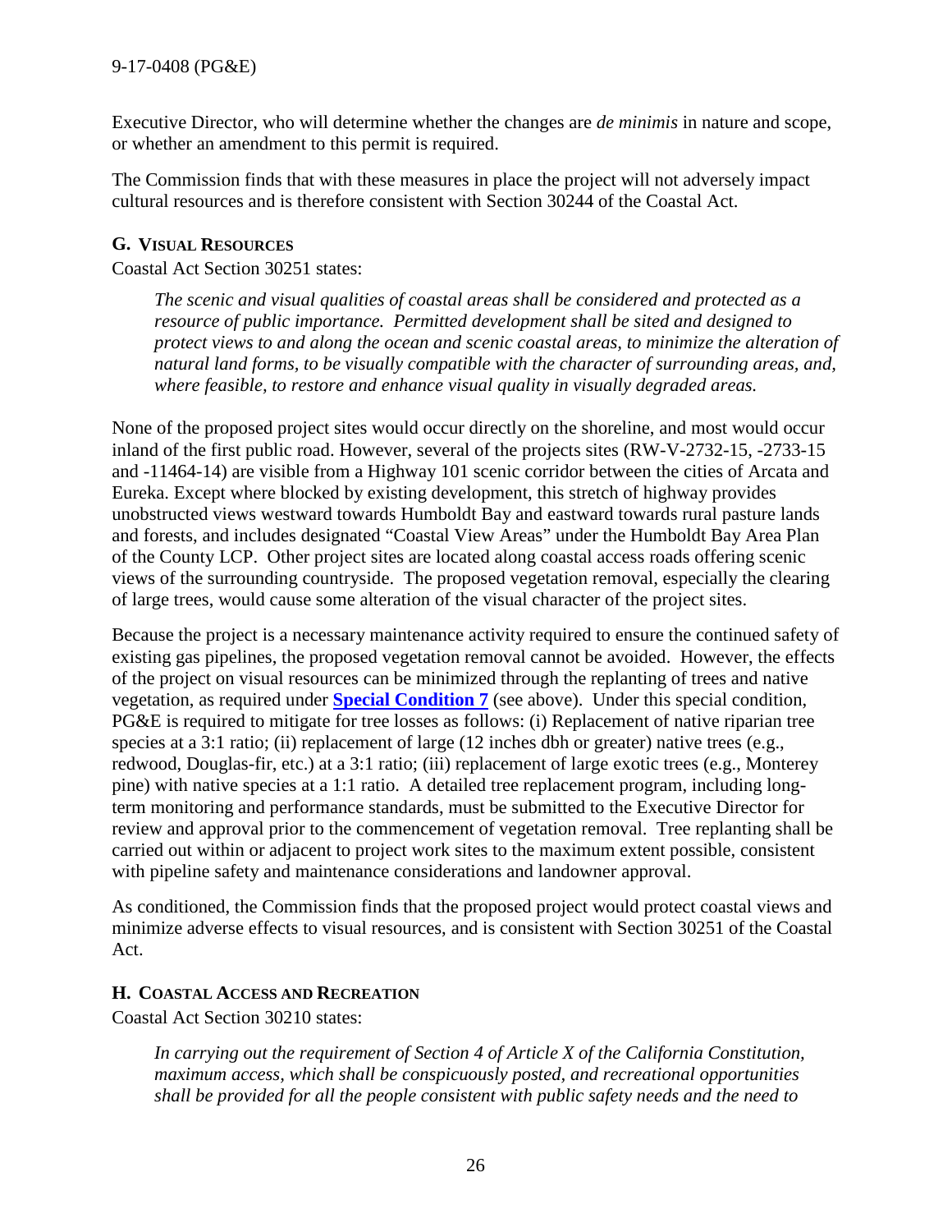Executive Director, who will determine whether the changes are *de minimis* in nature and scope, or whether an amendment to this permit is required.

The Commission finds that with these measures in place the project will not adversely impact cultural resources and is therefore consistent with Section 30244 of the Coastal Act.

### G. Visual Resources

Coastal Act Section 30251 states:

> *The scenic and visual qualities of coastal areas shall be considered and protected as a resource of public importance. Permitted development shall be sited and designed to protect views to and along the ocean and scenic coastal areas, to minimize the alteration of natural land forms, to be visually compatible with the character of surrounding areas, and, where feasible, to restore and enhance visual quality in visually degraded areas.*

None of the proposed project sites would occur directly on the shoreline, and most would occur inland of the first public road. However, several of the projects sites (RW-V-2732-15, -2733-15 and -11464-14) are visible from a Highway 101 scenic corridor between the cities of Arcata and Eureka. Except where blocked by existing development, this stretch of highway provides unobstructed views westward towards Humboldt Bay and eastward towards rural pasture lands and forests, and includes designated "Coastal View Areas" under the Humboldt Bay Area Plan of the County LCP. Other project sites are located along coastal access roads offering scenic views of the surrounding countryside. The proposed vegetation removal, especially the clearing of large trees, would cause some alteration of the visual character of the project sites.

Because the project is a necessary maintenance activity required to ensure the continued safety of existing gas pipelines, the proposed vegetation removal cannot be avoided. However, the effects of the project on visual resources can be minimized through the replanting of trees and native vegetation, as required under **Special Condition 7** (see above). Under this special condition, PG&E is required to mitigate for tree losses as follows: (i) Replacement of native riparian tree species at a 3:1 ratio; (ii) replacement of large (12 inches dbh or greater) native trees (e.g., redwood, Douglas-fir, etc.) at a 3:1 ratio; (iii) replacement of large exotic trees (e.g., Monterey pine) with native species at a 1:1 ratio. A detailed tree replacement program, including long-term monitoring and performance standards, must be submitted to the Executive Director for review and approval prior to the commencement of vegetation removal. Tree replanting shall be carried out within or adjacent to project work sites to the maximum extent possible, consistent with pipeline safety and maintenance considerations and landowner approval.

As conditioned, the Commission finds that the proposed project would protect coastal views and minimize adverse effects to visual resources, and is consistent with Section 30251 of the Coastal Act.

### H. Coastal Access and Recreation

Coastal Act Section 30210 states:

> *In carrying out the requirement of Section 4 of Article X of the California Constitution, maximum access, which shall be conspicuously posted, and recreational opportunities shall be provided for all the people consistent with public safety needs and the need to*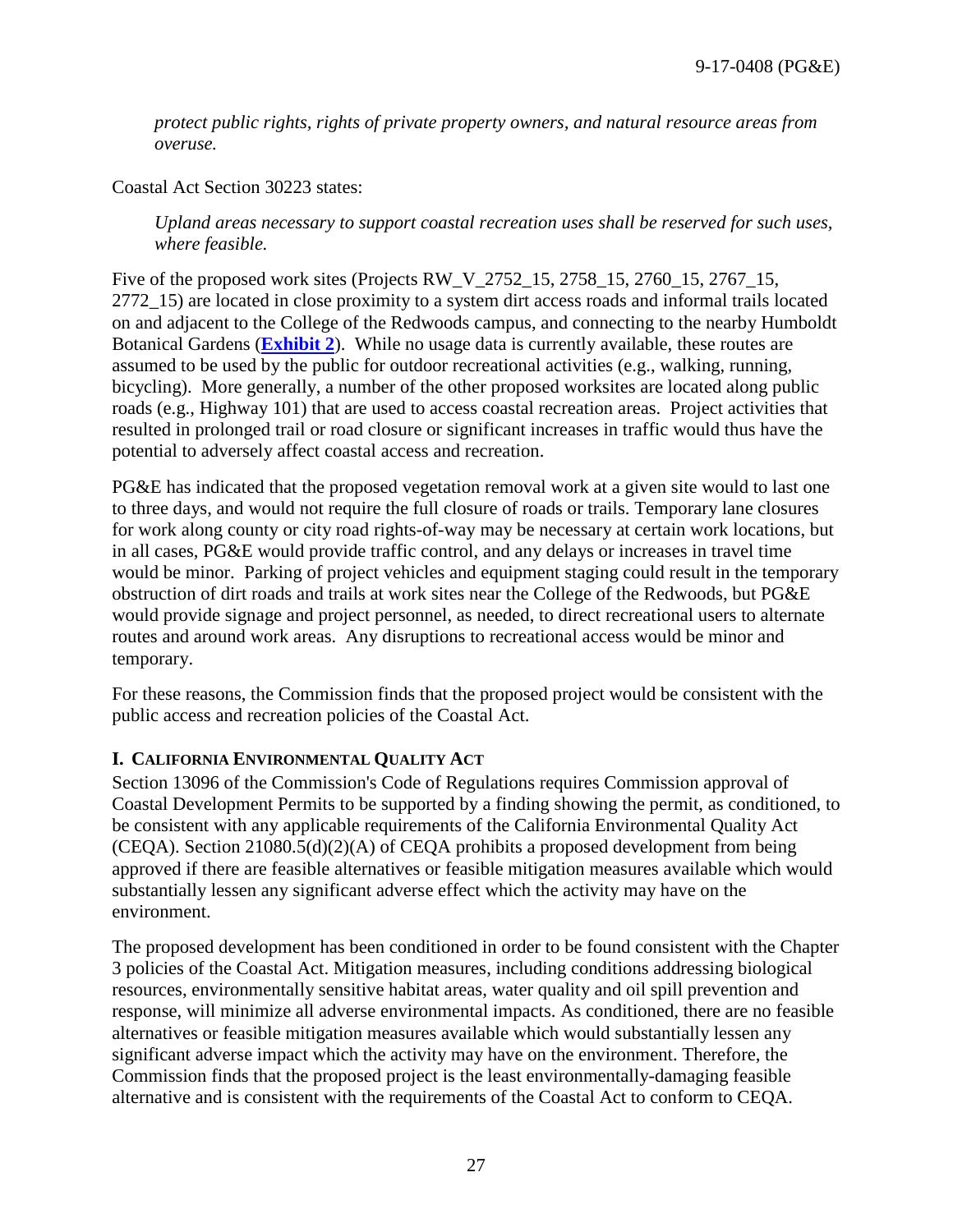*protect public rights, rights of private property owners, and natural resource areas from overuse.*

Coastal Act Section 30223 states:

*Upland areas necessary to support coastal recreation uses shall be reserved for such uses, where feasible.*

Five of the proposed work sites (Projects RW_V_2752_15, 2758_15, 2760_15, 2767_15, 2772_15) are located in close proximity to a system dirt access roads and informal trails located on and adjacent to the College of the Redwoods campus, and connecting to the nearby Humboldt Botanical Gardens (**Exhibit 2**). While no usage data is currently available, these routes are assumed to be used by the public for outdoor recreational activities (e.g., walking, running, bicycling). More generally, a number of the other proposed worksites are located along public roads (e.g., Highway 101) that are used to access coastal recreation areas. Project activities that resulted in prolonged trail or road closure or significant increases in traffic would thus have the potential to adversely affect coastal access and recreation.

PG&E has indicated that the proposed vegetation removal work at a given site would to last one to three days, and would not require the full closure of roads or trails. Temporary lane closures for work along county or city road rights-of-way may be necessary at certain work locations, but in all cases, PG&E would provide traffic control, and any delays or increases in travel time would be minor. Parking of project vehicles and equipment staging could result in the temporary obstruction of dirt roads and trails at work sites near the College of the Redwoods, but PG&E would provide signage and project personnel, as needed, to direct recreational users to alternate routes and around work areas. Any disruptions to recreational access would be minor and temporary.

For these reasons, the Commission finds that the proposed project would be consistent with the public access and recreation policies of the Coastal Act.

### I. California Environmental Quality Act

Section 13096 of the Commission's Code of Regulations requires Commission approval of Coastal Development Permits to be supported by a finding showing the permit, as conditioned, to be consistent with any applicable requirements of the California Environmental Quality Act (CEQA). Section 21080.5(d)(2)(A) of CEQA prohibits a proposed development from being approved if there are feasible alternatives or feasible mitigation measures available which would substantially lessen any significant adverse effect which the activity may have on the environment.

The proposed development has been conditioned in order to be found consistent with the Chapter 3 policies of the Coastal Act. Mitigation measures, including conditions addressing biological resources, environmentally sensitive habitat areas, water quality and oil spill prevention and response, will minimize all adverse environmental impacts. As conditioned, there are no feasible alternatives or feasible mitigation measures available which would substantially lessen any significant adverse impact which the activity may have on the environment. Therefore, the Commission finds that the proposed project is the least environmentally-damaging feasible alternative and is consistent with the requirements of the Coastal Act to conform to CEQA.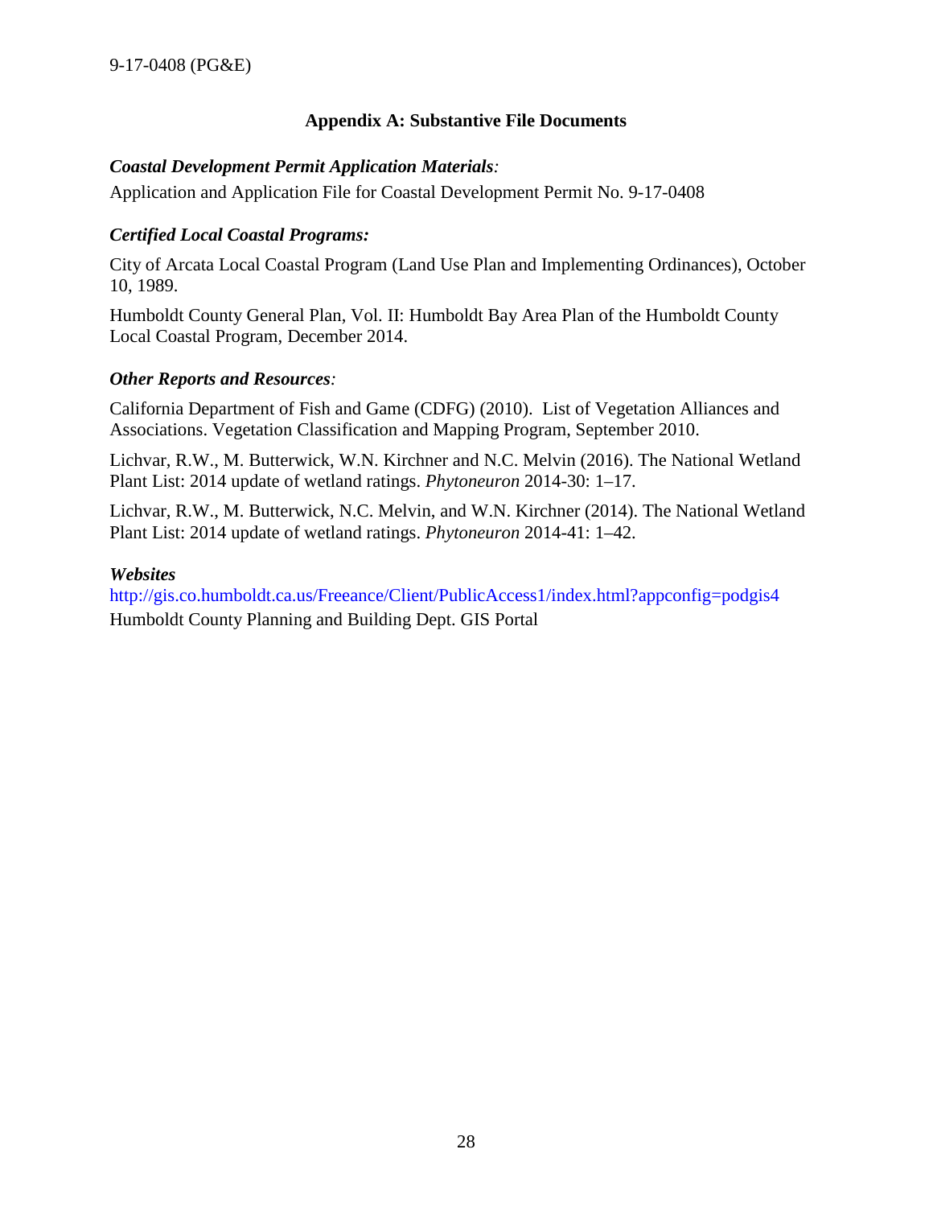## Appendix A: Substantive File Documents

***Coastal Development Permit Application Materials****:*

Application and Application File for Coastal Development Permit No. 9-17-0408

***Certified Local Coastal Programs:***

City of Arcata Local Coastal Program (Land Use Plan and Implementing Ordinances), October 10, 1989.

Humboldt County General Plan, Vol. II: Humboldt Bay Area Plan of the Humboldt County Local Coastal Program, December 2014.

***Other Reports and Resources****:*

California Department of Fish and Game (CDFG) (2010). List of Vegetation Alliances and Associations. Vegetation Classification and Mapping Program, September 2010.

Lichvar, R.W., M. Butterwick, W.N. Kirchner and N.C. Melvin (2016). The National Wetland Plant List: 2014 update of wetland ratings. *Phytoneuron* 2014-30: 1–17.

Lichvar, R.W., M. Butterwick, N.C. Melvin, and W.N. Kirchner (2014). The National Wetland Plant List: 2014 update of wetland ratings. *Phytoneuron* 2014-41: 1–42.

***Websites***

http://gis.co.humboldt.ca.us/Freeance/Client/PublicAccess1/index.html?appconfig=podgis4
Humboldt County Planning and Building Dept. GIS Portal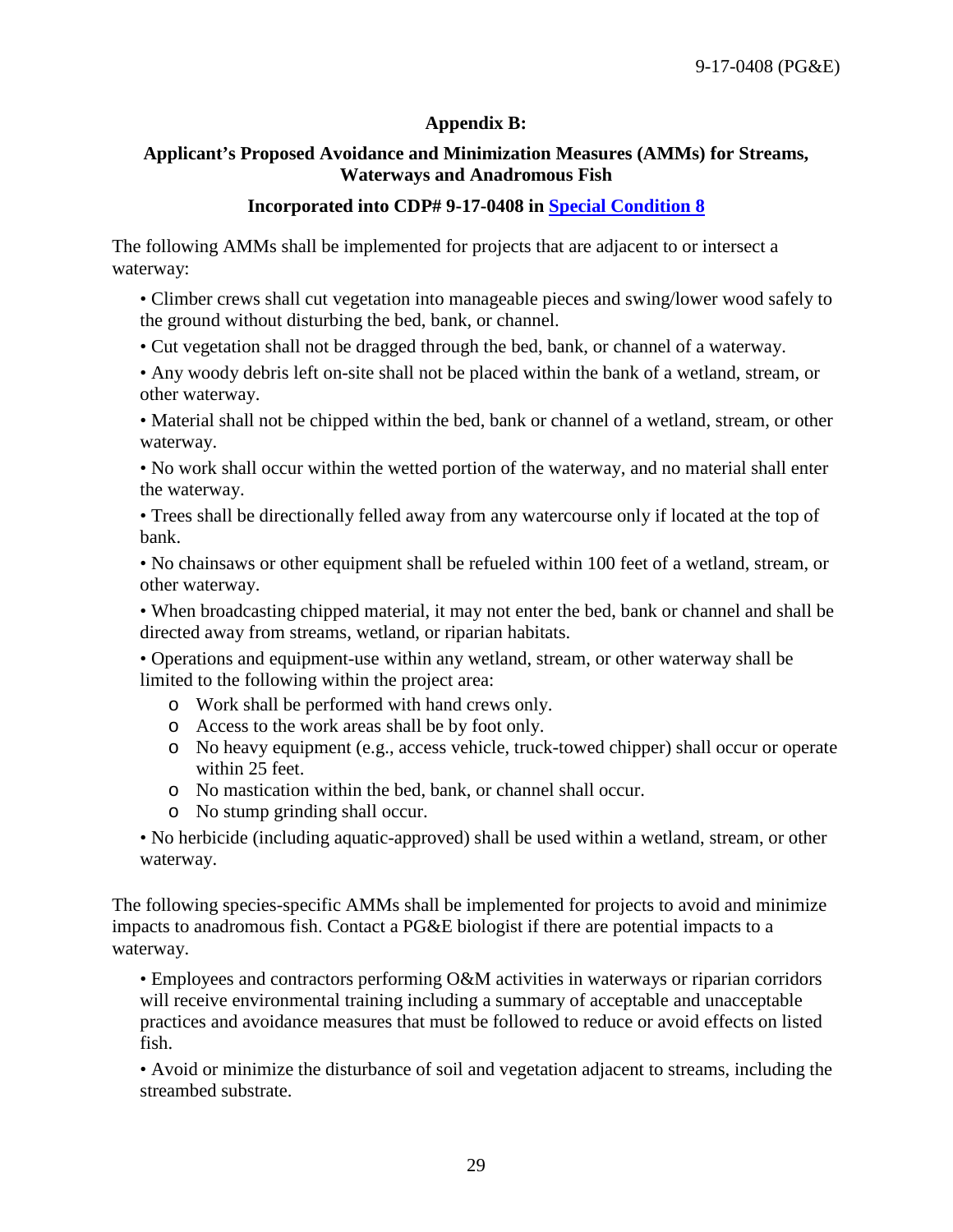## Appendix B:

### Applicant's Proposed Avoidance and Minimization Measures (AMMs) for Streams, Waterways and Anadromous Fish

### Incorporated into CDP# 9-17-0408 in [Special Condition 8](#)

The following AMMs shall be implemented for projects that are adjacent to or intersect a waterway:

- Climber crews shall cut vegetation into manageable pieces and swing/lower wood safely to the ground without disturbing the bed, bank, or channel.
- Cut vegetation shall not be dragged through the bed, bank, or channel of a waterway.
- Any woody debris left on-site shall not be placed within the bank of a wetland, stream, or other waterway.
- Material shall not be chipped within the bed, bank or channel of a wetland, stream, or other waterway.
- No work shall occur within the wetted portion of the waterway, and no material shall enter the waterway.
- Trees shall be directionally felled away from any watercourse only if located at the top of bank.
- No chainsaws or other equipment shall be refueled within 100 feet of a wetland, stream, or other waterway.
- When broadcasting chipped material, it may not enter the bed, bank or channel and shall be directed away from streams, wetland, or riparian habitats.
- Operations and equipment-use within any wetland, stream, or other waterway shall be limited to the following within the project area:
  - Work shall be performed with hand crews only.
  - Access to the work areas shall be by foot only.
  - No heavy equipment (e.g., access vehicle, truck-towed chipper) shall occur or operate within 25 feet.
  - No mastication within the bed, bank, or channel shall occur.
  - No stump grinding shall occur.
- No herbicide (including aquatic-approved) shall be used within a wetland, stream, or other waterway.

The following species-specific AMMs shall be implemented for projects to avoid and minimize impacts to anadromous fish. Contact a PG&E biologist if there are potential impacts to a waterway.

- Employees and contractors performing O&M activities in waterways or riparian corridors will receive environmental training including a summary of acceptable and unacceptable practices and avoidance measures that must be followed to reduce or avoid effects on listed fish.
- Avoid or minimize the disturbance of soil and vegetation adjacent to streams, including the streambed substrate.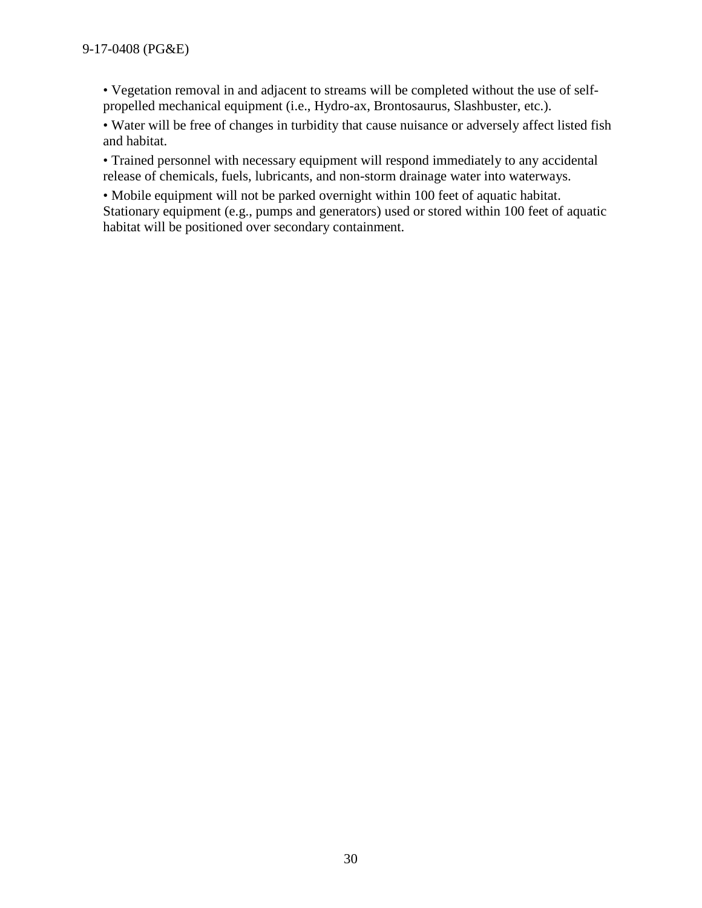- Vegetation removal in and adjacent to streams will be completed without the use of self-propelled mechanical equipment (i.e., Hydro-ax, Brontosaurus, Slashbuster, etc.).
- Water will be free of changes in turbidity that cause nuisance or adversely affect listed fish and habitat.
- Trained personnel with necessary equipment will respond immediately to any accidental release of chemicals, fuels, lubricants, and non-storm drainage water into waterways.
- Mobile equipment will not be parked overnight within 100 feet of aquatic habitat. Stationary equipment (e.g., pumps and generators) used or stored within 100 feet of aquatic habitat will be positioned over secondary containment.